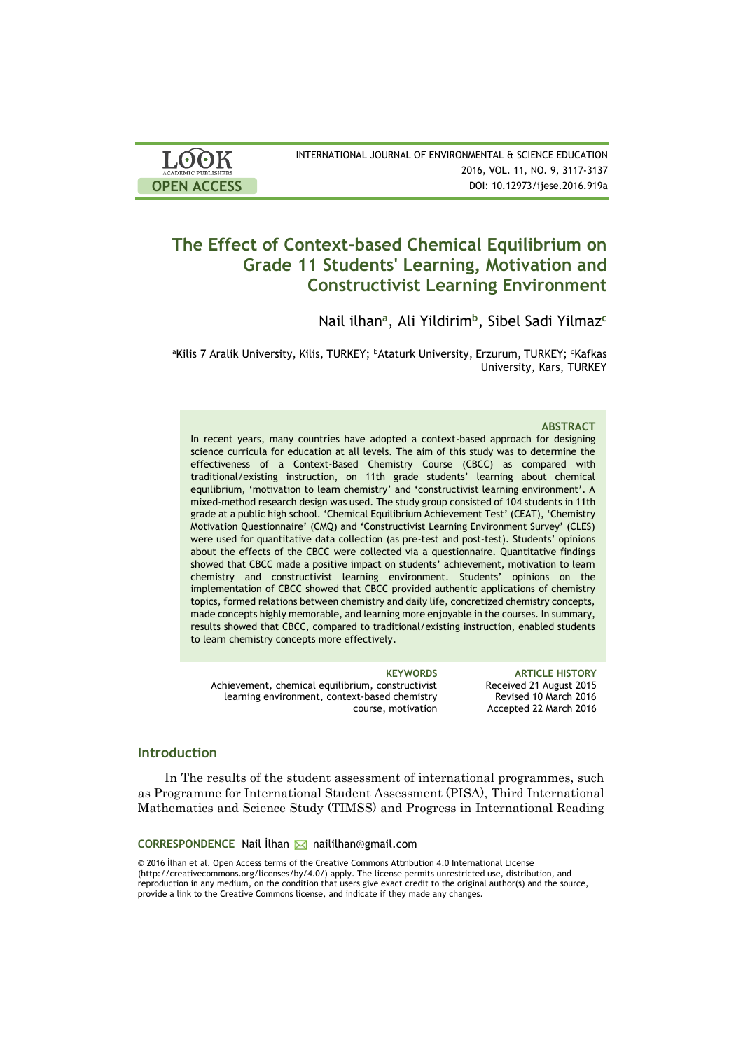# The Effect of Context-based Chemical Equilibrium on Grade 11 Students' Learning, Motivation and Constructivist Learning Environment

Nail ilhan[a], Ali Yildirim[b], Sibel Sadi Yilmaz[c]

[a]Kilis 7 Aralik University, Kilis, TURKEY; [b]Ataturk University, Erzurum, TURKEY; [c]Kafkas University, Kars, TURKEY

### ABSTRACT

In recent years, many countries have adopted a context-based approach for designing science curricula for education at all levels. The aim of this study was to determine the effectiveness of a Context-Based Chemistry Course (CBCC) as compared with traditional/existing instruction, on 11th grade students' learning about chemical equilibrium, 'motivation to learn chemistry' and 'constructivist learning environment'. A mixed-method research design was used. The study group consisted of 104 students in 11th grade at a public high school. 'Chemical Equilibrium Achievement Test' (CEAT), 'Chemistry Motivation Questionnaire' (CMQ) and 'Constructivist Learning Environment Survey' (CLES) were used for quantitative data collection (as pre-test and post-test). Students' opinions about the effects of the CBCC were collected via a questionnaire. Quantitative findings showed that CBCC made a positive impact on students' achievement, motivation to learn chemistry and constructivist learning environment. Students' opinions on the implementation of CBCC showed that CBCC provided authentic applications of chemistry topics, formed relations between chemistry and daily life, concretized chemistry concepts, made concepts highly memorable, and learning more enjoyable in the courses. In summary, results showed that CBCC, compared to traditional/existing instruction, enabled students to learn chemistry concepts more effectively.

**KEYWORDS**
Achievement, chemical equilibrium, constructivist learning environment, context-based chemistry course, motivation

**ARTICLE HISTORY**
Received 21 August 2015
Revised 10 March 2016
Accepted 22 March 2016

## Introduction

In The results of the student assessment of international programmes, such as Programme for International Student Assessment (PISA), Third International Mathematics and Science Study (TIMSS) and Progress in International Reading

**CORRESPONDENCE** Nail İlhan naililhan@gmail.com

© 2016 İlhan et al. Open Access terms of the Creative Commons Attribution 4.0 International License (http://creativecommons.org/licenses/by/4.0/) apply. The license permits unrestricted use, distribution, and reproduction in any medium, on the condition that users give exact credit to the original author(s) and the source, provide a link to the Creative Commons license, and indicate if they made any changes.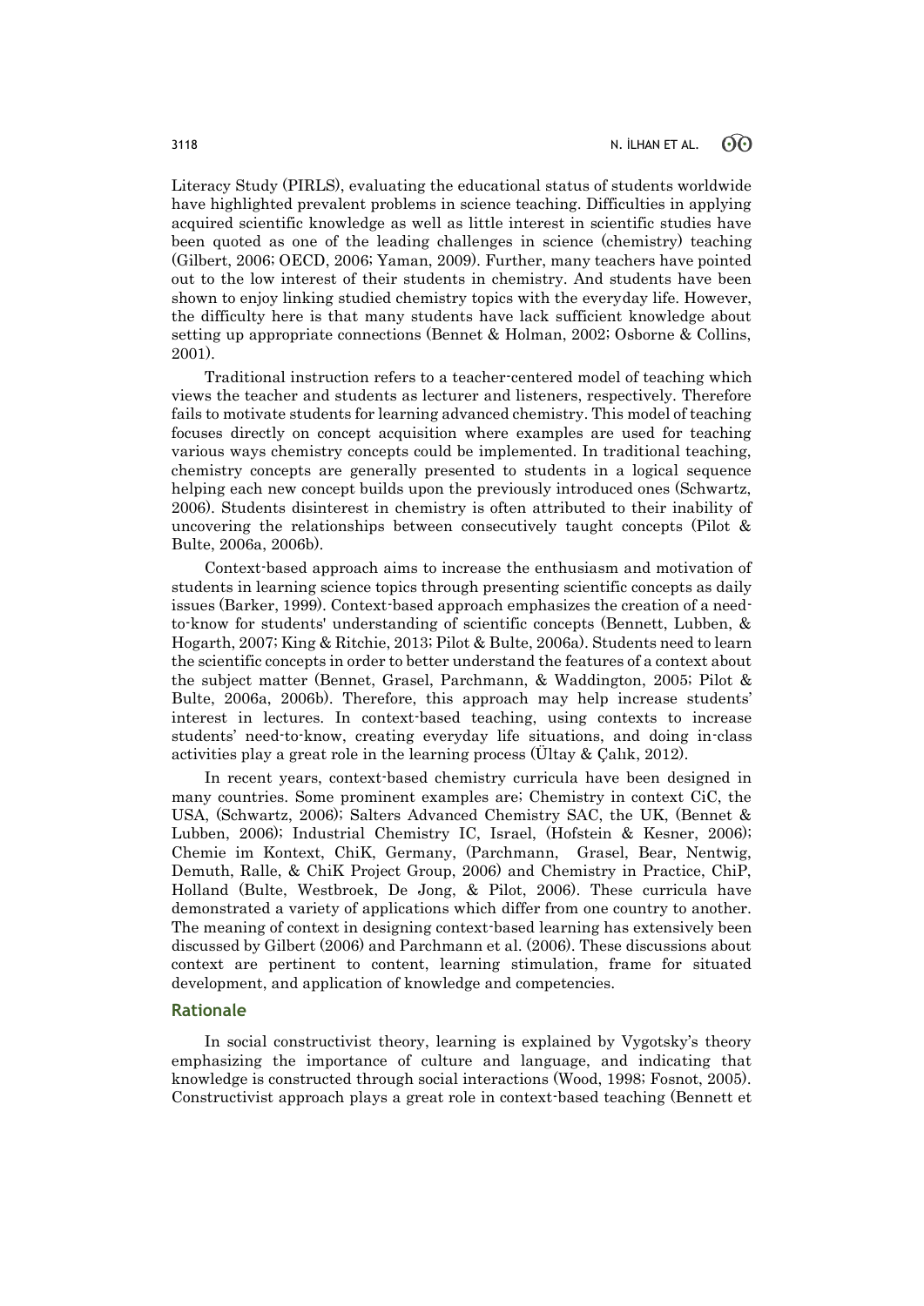Literacy Study (PIRLS), evaluating the educational status of students worldwide have highlighted prevalent problems in science teaching. Difficulties in applying acquired scientific knowledge as well as little interest in scientific studies have been quoted as one of the leading challenges in science (chemistry) teaching (Gilbert, 2006; OECD, 2006; Yaman, 2009). Further, many teachers have pointed out to the low interest of their students in chemistry. And students have been shown to enjoy linking studied chemistry topics with the everyday life. However, the difficulty here is that many students have lack sufficient knowledge about setting up appropriate connections (Bennet & Holman, 2002; Osborne & Collins, 2001).

Traditional instruction refers to a teacher-centered model of teaching which views the teacher and students as lecturer and listeners, respectively. Therefore fails to motivate students for learning advanced chemistry. This model of teaching focuses directly on concept acquisition where examples are used for teaching various ways chemistry concepts could be implemented. In traditional teaching, chemistry concepts are generally presented to students in a logical sequence helping each new concept builds upon the previously introduced ones (Schwartz, 2006). Students disinterest in chemistry is often attributed to their inability of uncovering the relationships between consecutively taught concepts (Pilot & Bulte, 2006a, 2006b).

Context-based approach aims to increase the enthusiasm and motivation of students in learning science topics through presenting scientific concepts as daily issues (Barker, 1999). Context-based approach emphasizes the creation of a need-to-know for students' understanding of scientific concepts (Bennett, Lubben, & Hogarth, 2007; King & Ritchie, 2013; Pilot & Bulte, 2006a). Students need to learn the scientific concepts in order to better understand the features of a context about the subject matter (Bennet, Grasel, Parchmann, & Waddington, 2005; Pilot & Bulte, 2006a, 2006b). Therefore, this approach may help increase students' interest in lectures. In context-based teaching, using contexts to increase students' need-to-know, creating everyday life situations, and doing in-class activities play a great role in the learning process (Ültay & Çalık, 2012).

In recent years, context-based chemistry curricula have been designed in many countries. Some prominent examples are; Chemistry in context CiC, the USA, (Schwartz, 2006); Salters Advanced Chemistry SAC, the UK, (Bennet & Lubben, 2006); Industrial Chemistry IC, Israel, (Hofstein & Kesner, 2006); Chemie im Kontext, ChiK, Germany, (Parchmann, Grasel, Bear, Nentwig, Demuth, Ralle, & ChiK Project Group, 2006) and Chemistry in Practice, ChiP, Holland (Bulte, Westbroek, De Jong, & Pilot, 2006). These curricula have demonstrated a variety of applications which differ from one country to another. The meaning of context in designing context-based learning has extensively been discussed by Gilbert (2006) and Parchmann et al. (2006). These discussions about context are pertinent to content, learning stimulation, frame for situated development, and application of knowledge and competencies.

## Rationale

In social constructivist theory, learning is explained by Vygotsky's theory emphasizing the importance of culture and language, and indicating that knowledge is constructed through social interactions (Wood, 1998; Fosnot, 2005). Constructivist approach plays a great role in context-based teaching (Bennett et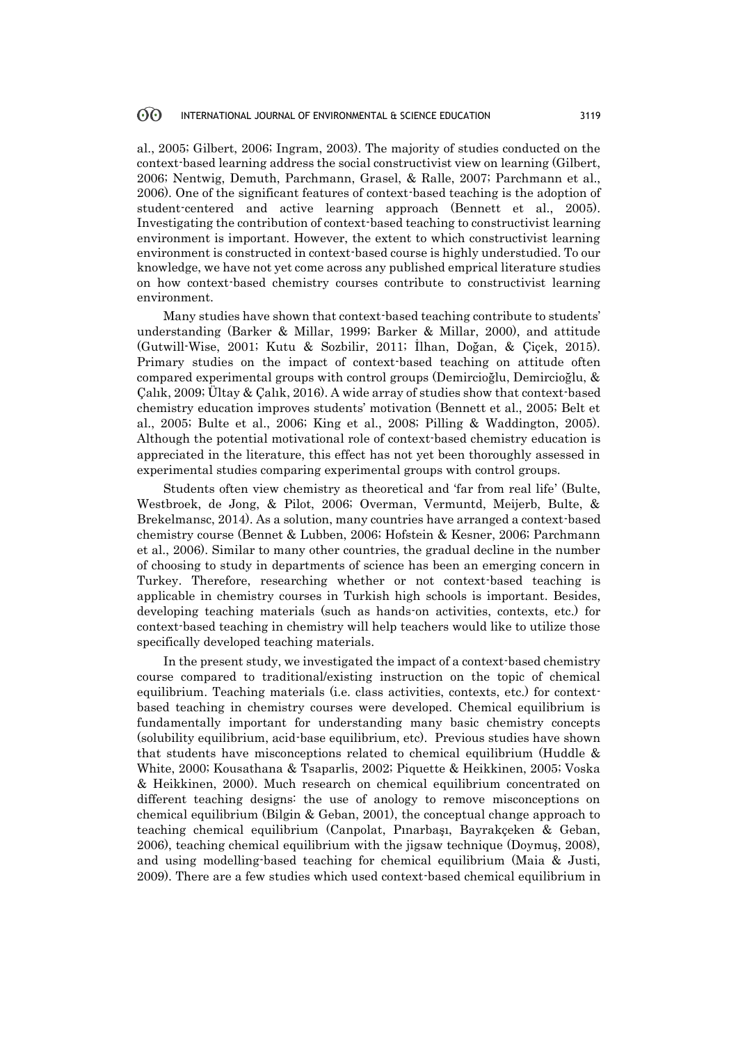al., 2005; Gilbert, 2006; Ingram, 2003). The majority of studies conducted on the context-based learning address the social constructivist view on learning (Gilbert, 2006; Nentwig, Demuth, Parchmann, Grasel, & Ralle, 2007; Parchmann et al., 2006). One of the significant features of context-based teaching is the adoption of student-centered and active learning approach (Bennett et al., 2005). Investigating the contribution of context-based teaching to constructivist learning environment is important. However, the extent to which constructivist learning environment is constructed in context-based course is highly understudied. To our knowledge, we have not yet come across any published emprical literature studies on how context-based chemistry courses contribute to constructivist learning environment.

Many studies have shown that context-based teaching contribute to students' understanding (Barker & Millar, 1999; Barker & Millar, 2000), and attitude (Gutwill-Wise, 2001; Kutu & Sozbilir, 2011; İlhan, Doğan, & Çiçek, 2015). Primary studies on the impact of context-based teaching on attitude often compared experimental groups with control groups (Demircioğlu, Demircioğlu, & Çalık, 2009; Ültay & Çalık, 2016). A wide array of studies show that context-based chemistry education improves students' motivation (Bennett et al., 2005; Belt et al., 2005; Bulte et al., 2006; King et al., 2008; Pilling & Waddington, 2005). Although the potential motivational role of context-based chemistry education is appreciated in the literature, this effect has not yet been thoroughly assessed in experimental studies comparing experimental groups with control groups.

Students often view chemistry as theoretical and 'far from real life' (Bulte, Westbroek, de Jong, & Pilot, 2006; Overman, Vermuntd, Meijerb, Bulte, & Brekelmansc, 2014). As a solution, many countries have arranged a context-based chemistry course (Bennet & Lubben, 2006; Hofstein & Kesner, 2006; Parchmann et al., 2006). Similar to many other countries, the gradual decline in the number of choosing to study in departments of science has been an emerging concern in Turkey. Therefore, researching whether or not context-based teaching is applicable in chemistry courses in Turkish high schools is important. Besides, developing teaching materials (such as hands-on activities, contexts, etc.) for context-based teaching in chemistry will help teachers would like to utilize those specifically developed teaching materials.

In the present study, we investigated the impact of a context-based chemistry course compared to traditional/existing instruction on the topic of chemical equilibrium. Teaching materials (i.e. class activities, contexts, etc.) for context-based teaching in chemistry courses were developed. Chemical equilibrium is fundamentally important for understanding many basic chemistry concepts (solubility equilibrium, acid-base equilibrium, etc). Previous studies have shown that students have misconceptions related to chemical equilibrium (Huddle & White, 2000; Kousathana & Tsaparlis, 2002; Piquette & Heikkinen, 2005; Voska & Heikkinen, 2000). Much research on chemical equilibrium concentrated on different teaching designs: the use of anology to remove misconceptions on chemical equilibrium (Bilgin & Geban, 2001), the conceptual change approach to teaching chemical equilibrium (Canpolat, Pınarbaşı, Bayrakçeken & Geban, 2006), teaching chemical equilibrium with the jigsaw technique (Doymuş, 2008), and using modelling-based teaching for chemical equilibrium (Maia & Justi, 2009). There are a few studies which used context-based chemical equilibrium in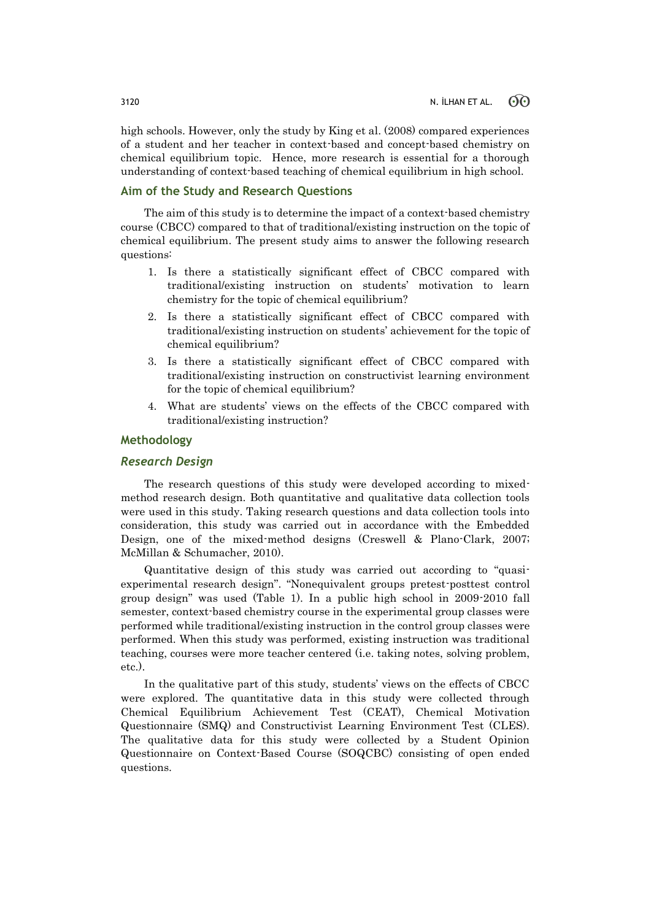high schools. However, only the study by King et al. (2008) compared experiences of a student and her teacher in context-based and concept-based chemistry on chemical equilibrium topic. Hence, more research is essential for a thorough understanding of context-based teaching of chemical equilibrium in high school.

## Aim of the Study and Research Questions

The aim of this study is to determine the impact of a context-based chemistry course (CBCC) compared to that of traditional/existing instruction on the topic of chemical equilibrium. The present study aims to answer the following research questions:

1. Is there a statistically significant effect of CBCC compared with traditional/existing instruction on students' motivation to learn chemistry for the topic of chemical equilibrium?
2. Is there a statistically significant effect of CBCC compared with traditional/existing instruction on students' achievement for the topic of chemical equilibrium?
3. Is there a statistically significant effect of CBCC compared with traditional/existing instruction on constructivist learning environment for the topic of chemical equilibrium?
4. What are students' views on the effects of the CBCC compared with traditional/existing instruction?

## Methodology

### *Research Design*

The research questions of this study were developed according to mixed-method research design. Both quantitative and qualitative data collection tools were used in this study. Taking research questions and data collection tools into consideration, this study was carried out in accordance with the Embedded Design, one of the mixed-method designs (Creswell & Plano-Clark, 2007; McMillan & Schumacher, 2010).

Quantitative design of this study was carried out according to "quasi-experimental research design". "Nonequivalent groups pretest-posttest control group design" was used (Table 1). In a public high school in 2009-2010 fall semester, context-based chemistry course in the experimental group classes were performed while traditional/existing instruction in the control group classes were performed. When this study was performed, existing instruction was traditional teaching, courses were more teacher centered (i.e. taking notes, solving problem, etc.).

In the qualitative part of this study, students' views on the effects of CBCC were explored. The quantitative data in this study were collected through Chemical Equilibrium Achievement Test (CEAT), Chemical Motivation Questionnaire (SMQ) and Constructivist Learning Environment Test (CLES). The qualitative data for this study were collected by a Student Opinion Questionnaire on Context-Based Course (SOQCBC) consisting of open ended questions.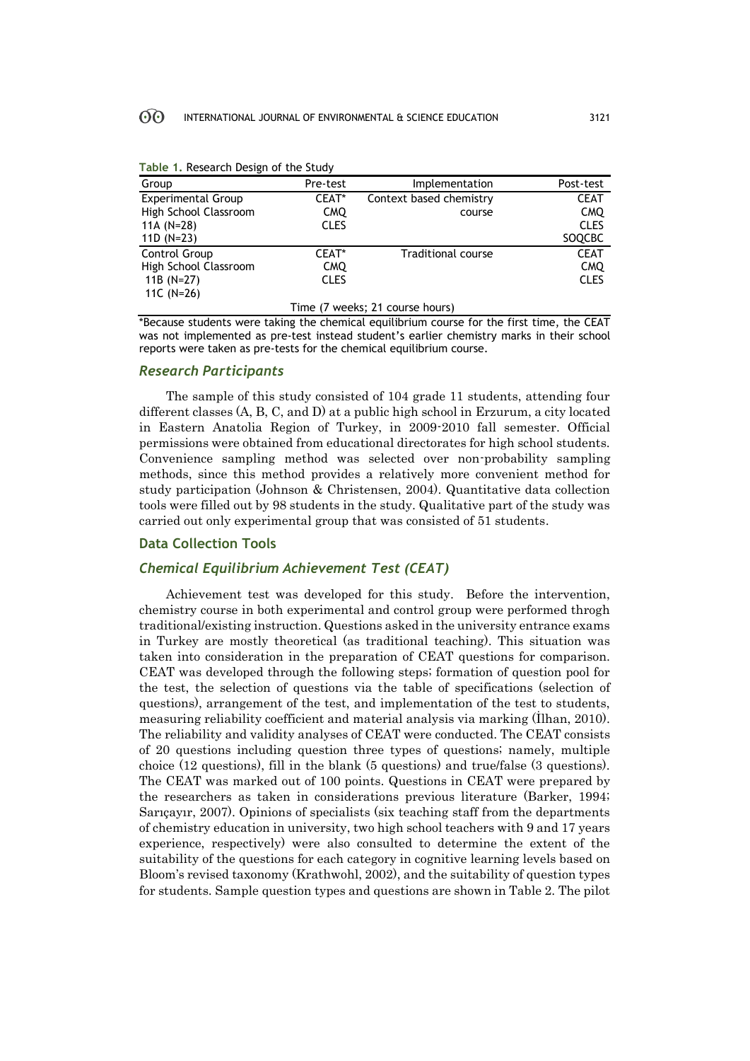**Table 1.** Research Design of the Study

| Group | Pre-test | Implementation | Post-test |
|---|---|---|---|
| Experimental Group<br>High School Classroom<br>11A (N=28)<br>11D (N=23) | CEAT*<br>CMQ<br>CLES | Context based chemistry course | CEAT<br>CMQ<br>CLES<br>SOQCBC |
| Control Group<br>High School Classroom<br>11B (N=27)<br>11C (N=26) | CEAT*<br>CMQ<br>CLES | Traditional course | CEAT<br>CMQ<br>CLES |
| | Time (7 weeks; 21 course hours) | | |

*Because students were taking the chemical equilibrium course for the first time, the CEAT was not implemented as pre-test instead student's earlier chemistry marks in their school reports were taken as pre-tests for the chemical equilibrium course.

### *Research Participants*

The sample of this study consisted of 104 grade 11 students, attending four different classes (A, B, C, and D) at a public high school in Erzurum, a city located in Eastern Anatolia Region of Turkey, in 2009-2010 fall semester. Official permissions were obtained from educational directorates for high school students. Convenience sampling method was selected over non-probability sampling methods, since this method provides a relatively more convenient method for study participation (Johnson & Christensen, 2004). Quantitative data collection tools were filled out by 98 students in the study. Qualitative part of the study was carried out only experimental group that was consisted of 51 students.

## Data Collection Tools

### *Chemical Equilibrium Achievement Test (CEAT)*

Achievement test was developed for this study. Before the intervention, chemistry course in both experimental and control group were performed throgh traditional/existing instruction. Questions asked in the university entrance exams in Turkey are mostly theoretical (as traditional teaching). This situation was taken into consideration in the preparation of CEAT questions for comparison. CEAT was developed through the following steps; formation of question pool for the test, the selection of questions via the table of specifications (selection of questions), arrangement of the test, and implementation of the test to students, measuring reliability coefficient and material analysis via marking (İlhan, 2010). The reliability and validity analyses of CEAT were conducted. The CEAT consists of 20 questions including question three types of questions; namely, multiple choice (12 questions), fill in the blank (5 questions) and true/false (3 questions). The CEAT was marked out of 100 points. Questions in CEAT were prepared by the researchers as taken in considerations previous literature (Barker, 1994; Sarıçayır, 2007). Opinions of specialists (six teaching staff from the departments of chemistry education in university, two high school teachers with 9 and 17 years experience, respectively) were also consulted to determine the extent of the suitability of the questions for each category in cognitive learning levels based on Bloom's revised taxonomy (Krathwohl, 2002), and the suitability of question types for students. Sample question types and questions are shown in Table 2. The pilot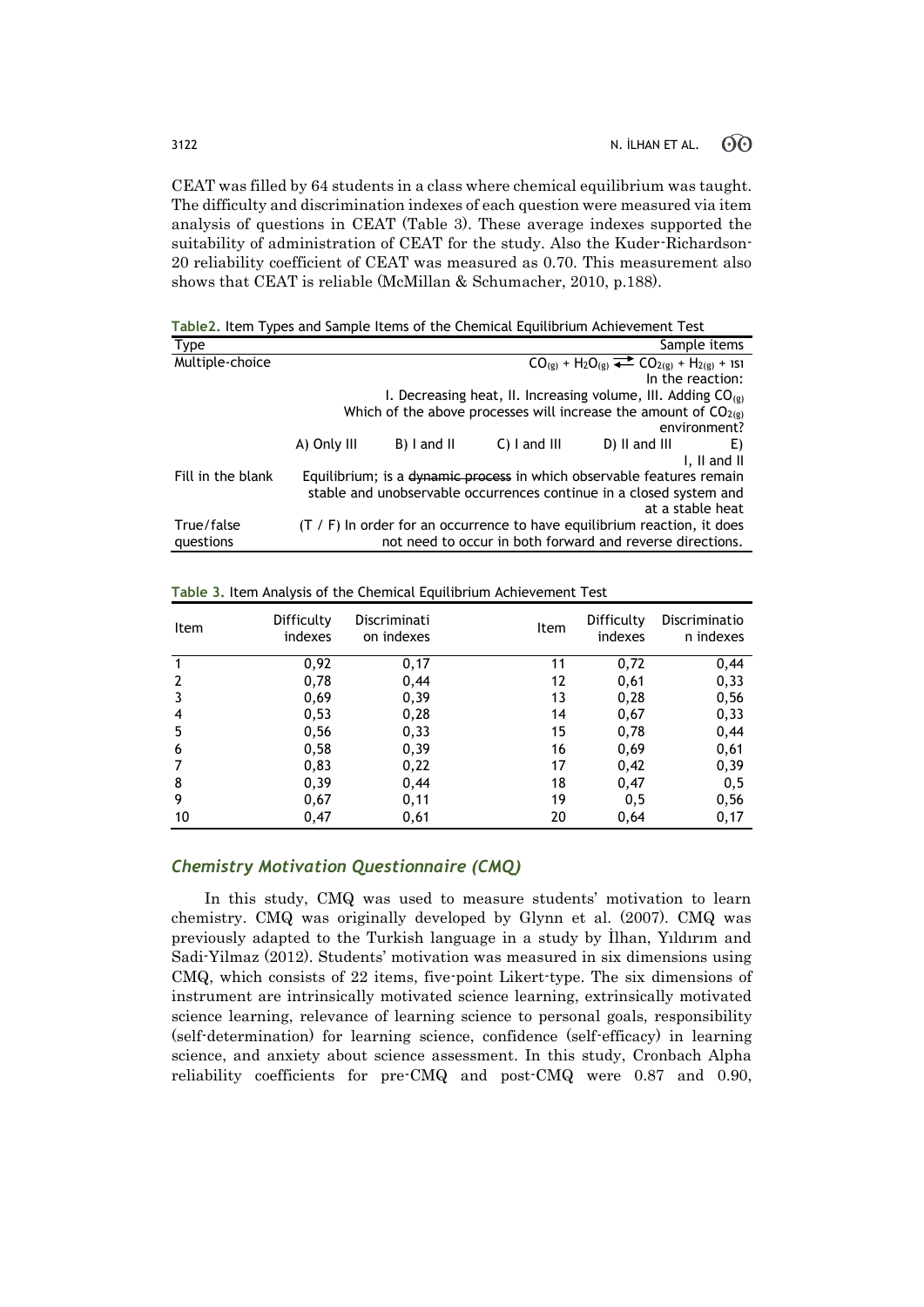CEAT was filled by 64 students in a class where chemical equilibrium was taught. The difficulty and discrimination indexes of each question were measured via item analysis of questions in CEAT (Table 3). These average indexes supported the suitability of administration of CEAT for the study. Also the Kuder-Richardson-20 reliability coefficient of CEAT was measured as 0.70. This measurement also shows that CEAT is reliable (McMillan & Schumacher, 2010, p.188).

**Table2.** Item Types and Sample Items of the Chemical Equilibrium Achievement Test

| Type | Sample items |
|---|---|
| Multiple-choice | $CO_{(g)} + H_2O_{(g)} \rightleftarrows CO_{2(g)} + H_{2(g)}$ + ısı In the reaction: I. Decreasing heat, II. Increasing volume, III. Adding $CO_{(g)}$ Which of the above processes will increase the amount of $CO_{2(g)}$ environment? A) Only III B) I and II C) I and III D) II and III E) I, II and II |
| Fill in the blank | Equilibrium; is a ~~dynamic process~~ in which observable features remain stable and unobservable occurrences continue in a closed system and at a stable heat |
| True/false questions | (T / F) In order for an occurrence to have equilibrium reaction, it does not need to occur in both forward and reverse directions. |

**Table 3.** Item Analysis of the Chemical Equilibrium Achievement Test

| Item | Difficulty indexes | Discrimination indexes | Item | Difficulty indexes | Discrimination indexes |
|---|---|---|---|---|---|
| 1 | 0,92 | 0,17 | 11 | 0,72 | 0,44 |
| 2 | 0,78 | 0,44 | 12 | 0,61 | 0,33 |
| 3 | 0,69 | 0,39 | 13 | 0,28 | 0,56 |
| 4 | 0,53 | 0,28 | 14 | 0,67 | 0,33 |
| 5 | 0,56 | 0,33 | 15 | 0,78 | 0,44 |
| 6 | 0,58 | 0,39 | 16 | 0,69 | 0,61 |
| 7 | 0,83 | 0,22 | 17 | 0,42 | 0,39 |
| 8 | 0,39 | 0,44 | 18 | 0,47 | 0,5 |
| 9 | 0,67 | 0,11 | 19 | 0,5 | 0,56 |
| 10 | 0,47 | 0,61 | 20 | 0,64 | 0,17 |

### *Chemistry Motivation Questionnaire (CMQ)*

In this study, CMQ was used to measure students' motivation to learn chemistry. CMQ was originally developed by Glynn et al. (2007). CMQ was previously adapted to the Turkish language in a study by İlhan, Yıldırım and Sadi-Yilmaz (2012). Students' motivation was measured in six dimensions using CMQ, which consists of 22 items, five-point Likert-type. The six dimensions of instrument are intrinsically motivated science learning, extrinsically motivated science learning, relevance of learning science to personal goals, responsibility (self-determination) for learning science, confidence (self-efficacy) in learning science, and anxiety about science assessment. In this study, Cronbach Alpha reliability coefficients for pre-CMQ and post-CMQ were 0.87 and 0.90,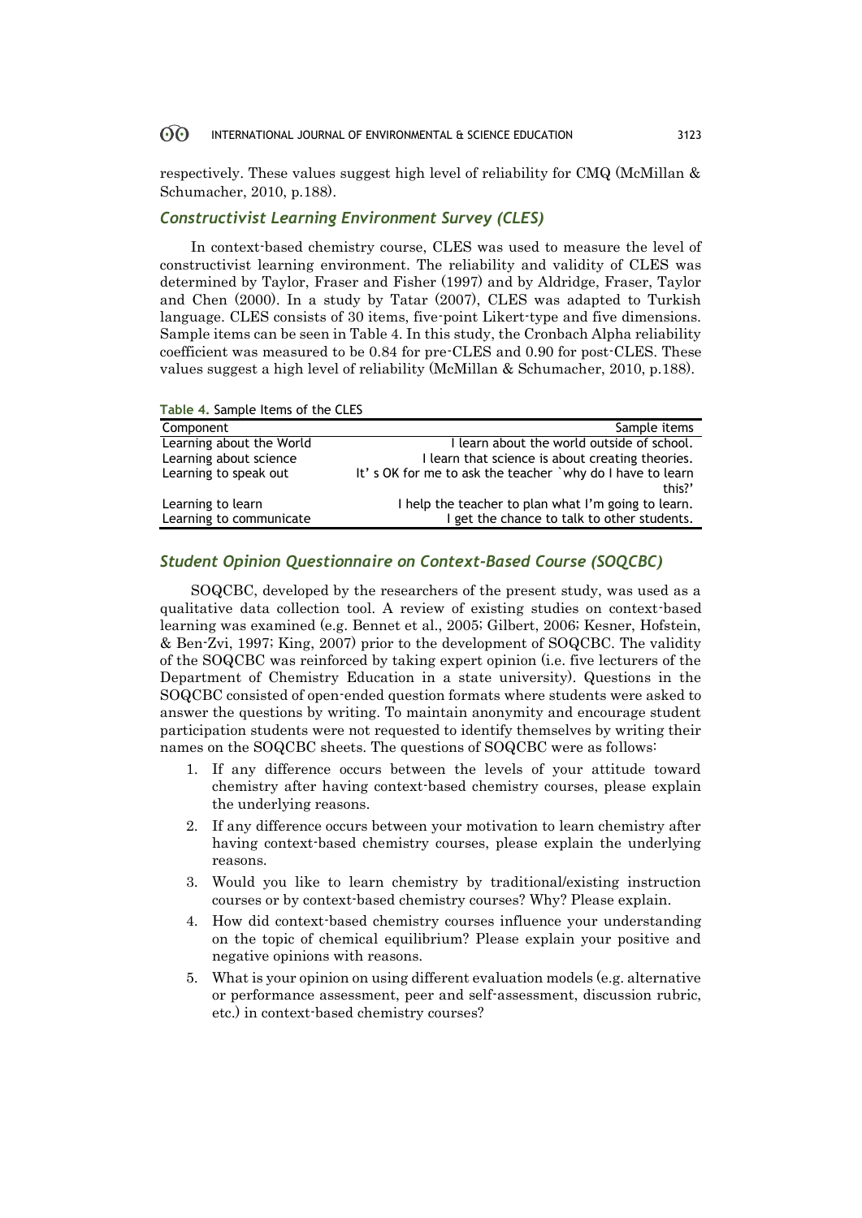respectively. These values suggest high level of reliability for CMQ (McMillan & Schumacher, 2010, p.188).

### *Constructivist Learning Environment Survey (CLES)*

In context-based chemistry course, CLES was used to measure the level of constructivist learning environment. The reliability and validity of CLES was determined by Taylor, Fraser and Fisher (1997) and by Aldridge, Fraser, Taylor and Chen (2000). In a study by Tatar (2007), CLES was adapted to Turkish language. CLES consists of 30 items, five-point Likert-type and five dimensions. Sample items can be seen in Table 4. In this study, the Cronbach Alpha reliability coefficient was measured to be 0.84 for pre-CLES and 0.90 for post-CLES. These values suggest a high level of reliability (McMillan & Schumacher, 2010, p.188).

**Table 4.** Sample Items of the CLES

| Component | Sample items |
|---|---|
| Learning about the World | I learn about the world outside of school. |
| Learning about science | I learn that science is about creating theories. |
| Learning to speak out | It' s OK for me to ask the teacher `why do I have to learn this?' |
| Learning to learn | I help the teacher to plan what I'm going to learn. |
| Learning to communicate | I get the chance to talk to other students. |

### *Student Opinion Questionnaire on Context-Based Course (SOQCBC)*

SOQCBC, developed by the researchers of the present study, was used as a qualitative data collection tool. A review of existing studies on context-based learning was examined (e.g. Bennet et al., 2005; Gilbert, 2006; Kesner, Hofstein, & Ben-Zvi, 1997; King, 2007) prior to the development of SOQCBC. The validity of the SOQCBC was reinforced by taking expert opinion (i.e. five lecturers of the Department of Chemistry Education in a state university). Questions in the SOQCBC consisted of open-ended question formats where students were asked to answer the questions by writing. To maintain anonymity and encourage student participation students were not requested to identify themselves by writing their names on the SOQCBC sheets. The questions of SOQCBC were as follows:

1. If any difference occurs between the levels of your attitude toward chemistry after having context-based chemistry courses, please explain the underlying reasons.
2. If any difference occurs between your motivation to learn chemistry after having context-based chemistry courses, please explain the underlying reasons.
3. Would you like to learn chemistry by traditional/existing instruction courses or by context-based chemistry courses? Why? Please explain.
4. How did context-based chemistry courses influence your understanding on the topic of chemical equilibrium? Please explain your positive and negative opinions with reasons.
5. What is your opinion on using different evaluation models (e.g. alternative or performance assessment, peer and self-assessment, discussion rubric, etc.) in context-based chemistry courses?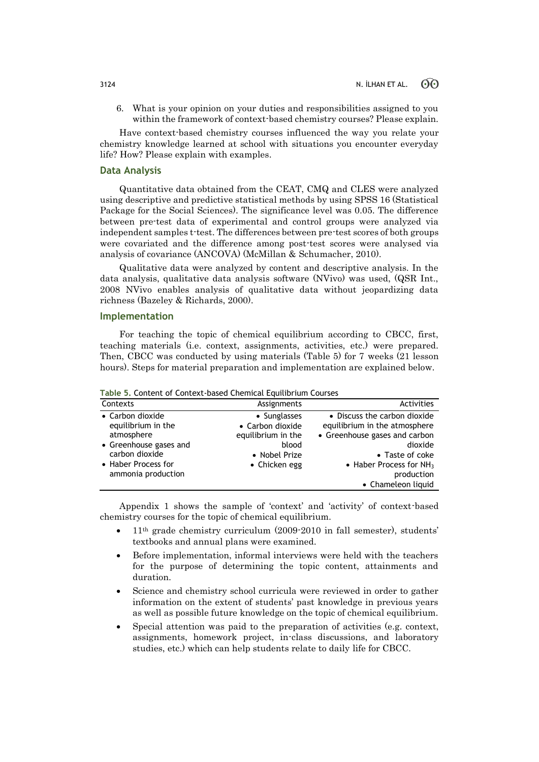6. What is your opinion on your duties and responsibilities assigned to you within the framework of context-based chemistry courses? Please explain.

Have context-based chemistry courses influenced the way you relate your chemistry knowledge learned at school with situations you encounter everyday life? How? Please explain with examples.

## Data Analysis

Quantitative data obtained from the CEAT, CMQ and CLES were analyzed using descriptive and predictive statistical methods by using SPSS 16 (Statistical Package for the Social Sciences). The significance level was 0.05. The difference between pre-test data of experimental and control groups were analyzed via independent samples t-test. The differences between pre-test scores of both groups were covariated and the difference among post-test scores were analysed via analysis of covariance (ANCOVA) (McMillan & Schumacher, 2010).

Qualitative data were analyzed by content and descriptive analysis. In the data analysis, qualitative data analysis software (NVivo) was used, (QSR Int., 2008 NVivo enables analysis of qualitative data without jeopardizing data richness (Bazeley & Richards, 2000).

## Implementation

For teaching the topic of chemical equilibrium according to CBCC, first, teaching materials (i.e. context, assignments, activities, etc.) were prepared. Then, CBCC was conducted by using materials (Table 5) for 7 weeks (21 lesson hours). Steps for material preparation and implementation are explained below.

**Table 5.** Content of Context-based Chemical Equilibrium Courses

| Contexts | Assignments | Activities |
|---|---|---|
| • Carbon dioxide equilibrium in the atmosphere<br>• Greenhouse gases and carbon dioxide<br>• Haber Process for ammonia production | • Sunglasses<br>• Carbon dioxide equilibrium in the blood<br>• Nobel Prize<br>• Chicken egg | • Discuss the carbon dioxide equilibrium in the atmosphere<br>• Greenhouse gases and carbon dioxide<br>• Taste of coke<br>• Haber Process for $NH_3$ production<br>• Chameleon liquid |

Appendix 1 shows the sample of 'context' and 'activity' of context-based chemistry courses for the topic of chemical equilibrium.

- 11th grade chemistry curriculum (2009-2010 in fall semester), students' textbooks and annual plans were examined.
- Before implementation, informal interviews were held with the teachers for the purpose of determining the topic content, attainments and duration.
- Science and chemistry school curricula were reviewed in order to gather information on the extent of students' past knowledge in previous years as well as possible future knowledge on the topic of chemical equilibrium.
- Special attention was paid to the preparation of activities (e.g. context, assignments, homework project, in-class discussions, and laboratory studies, etc.) which can help students relate to daily life for CBCC.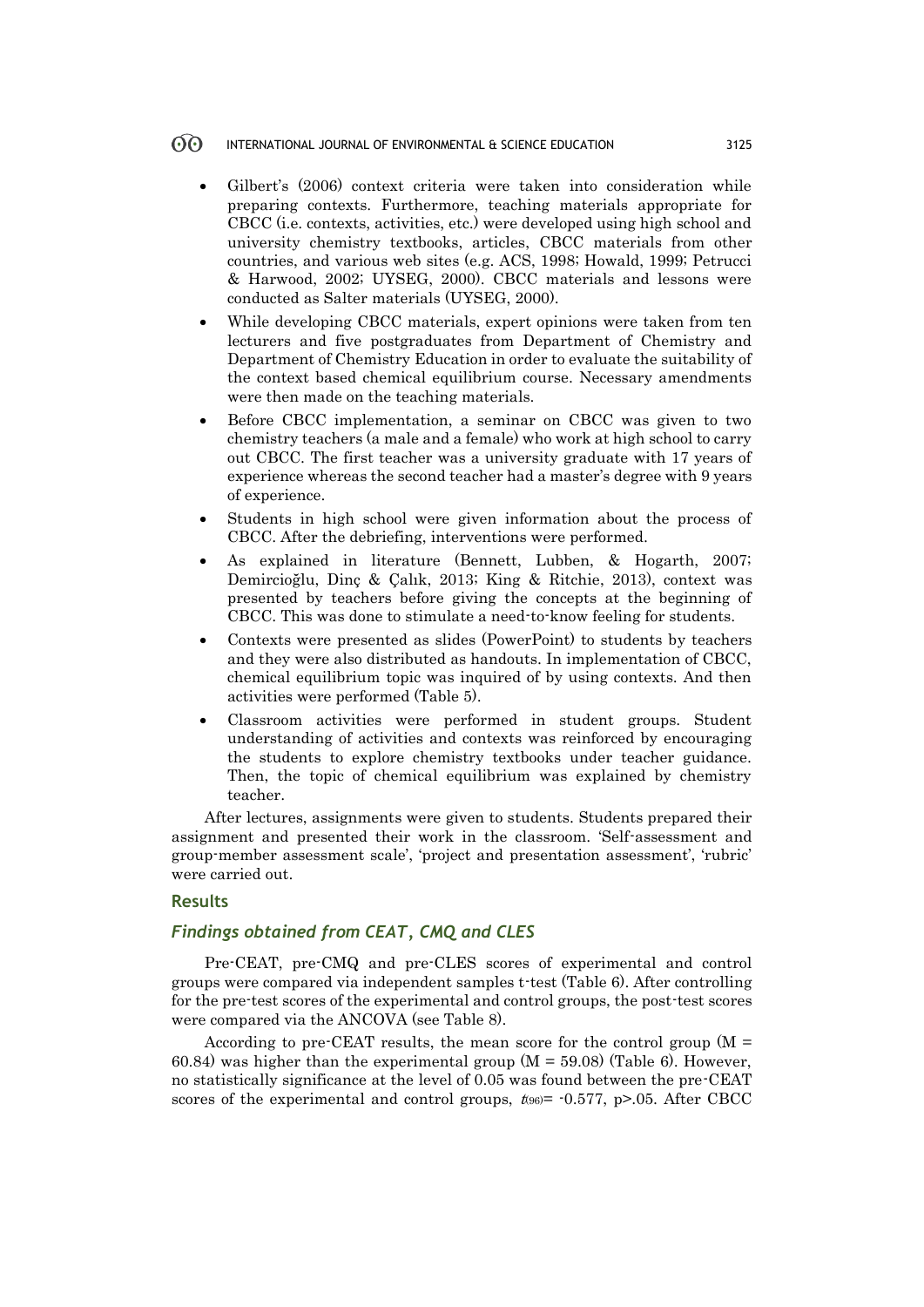- Gilbert's (2006) context criteria were taken into consideration while preparing contexts. Furthermore, teaching materials appropriate for CBCC (i.e. contexts, activities, etc.) were developed using high school and university chemistry textbooks, articles, CBCC materials from other countries, and various web sites (e.g. ACS, 1998; Howald, 1999; Petrucci & Harwood, 2002; UYSEG, 2000). CBCC materials and lessons were conducted as Salter materials (UYSEG, 2000).
- While developing CBCC materials, expert opinions were taken from ten lecturers and five postgraduates from Department of Chemistry and Department of Chemistry Education in order to evaluate the suitability of the context based chemical equilibrium course. Necessary amendments were then made on the teaching materials.
- Before CBCC implementation, a seminar on CBCC was given to two chemistry teachers (a male and a female) who work at high school to carry out CBCC. The first teacher was a university graduate with 17 years of experience whereas the second teacher had a master's degree with 9 years of experience.
- Students in high school were given information about the process of CBCC. After the debriefing, interventions were performed.
- As explained in literature (Bennett, Lubben, & Hogarth, 2007; Demircioğlu, Dinç & Çalık, 2013; King & Ritchie, 2013), context was presented by teachers before giving the concepts at the beginning of CBCC. This was done to stimulate a need-to-know feeling for students.
- Contexts were presented as slides (PowerPoint) to students by teachers and they were also distributed as handouts. In implementation of CBCC, chemical equilibrium topic was inquired of by using contexts. And then activities were performed (Table 5).
- Classroom activities were performed in student groups. Student understanding of activities and contexts was reinforced by encouraging the students to explore chemistry textbooks under teacher guidance. Then, the topic of chemical equilibrium was explained by chemistry teacher.

After lectures, assignments were given to students. Students prepared their assignment and presented their work in the classroom. 'Self-assessment and group-member assessment scale', 'project and presentation assessment', 'rubric' were carried out.

## Results

### *Findings obtained from CEAT, CMQ and CLES*

Pre-CEAT, pre-CMQ and pre-CLES scores of experimental and control groups were compared via independent samples t-test (Table 6). After controlling for the pre-test scores of the experimental and control groups, the post-test scores were compared via the ANCOVA (see Table 8).

According to pre-CEAT results, the mean score for the control group ($M = 60.84$) was higher than the experimental group ($M = 59.08$) (Table 6). However, no statistically significance at the level of 0.05 was found between the pre-CEAT scores of the experimental and control groups, $t_{(96)} = -0.577$, $p > .05$. After CBCC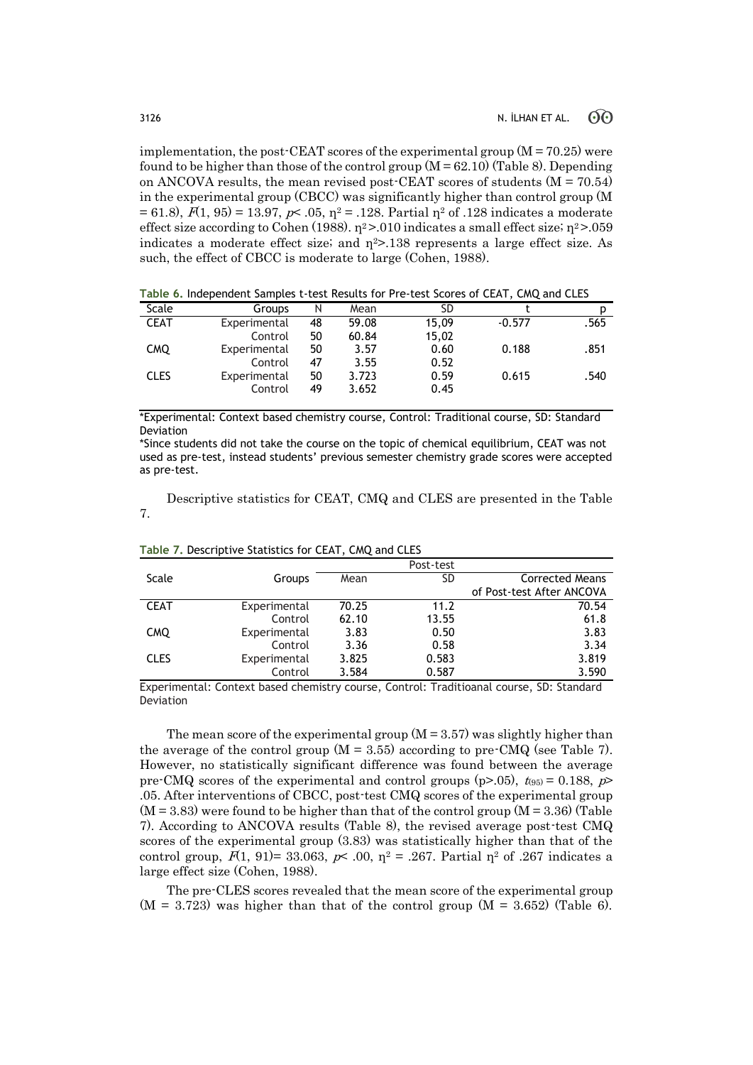implementation, the post-CEAT scores of the experimental group (M = 70.25) were found to be higher than those of the control group (M = 62.10) (Table 8). Depending on ANCOVA results, the mean revised post-CEAT scores of students (M = 70.54) in the experimental group (CBCC) was significantly higher than control group (M = 61.8), $F(1, 95) = 13.97$, $p < .05$, $\eta^2 = .128$. Partial $\eta^2$ of .128 indicates a moderate effect size according to Cohen (1988). $\eta^2 > .010$ indicates a small effect size; $\eta^2 > .059$ indicates a moderate effect size; and $\eta^2 > .138$ represents a large effect size. As such, the effect of CBCC is moderate to large (Cohen, 1988).

**Table 6.** Independent Samples t-test Results for Pre-test Scores of CEAT, CMQ and CLES

| Scale | Groups | N | Mean | SD | t | p |
|---|---|---|---|---|---|---|
| CEAT | Experimental | 48 | 59.08 | 15,09 | -0.577 | .565 |
| | Control | 50 | 60.84 | 15,02 | | |
| CMQ | Experimental | 50 | 3.57 | 0.60 | 0.188 | .851 |
| | Control | 47 | 3.55 | 0.52 | | |
| CLES | Experimental | 50 | 3.723 | 0.59 | 0.615 | .540 |
| | Control | 49 | 3.652 | 0.45 | | |

*Experimental: Context based chemistry course, Control: Traditional course, SD: Standard Deviation

*Since students did not take the course on the topic of chemical equilibrium, CEAT was not used as pre-test, instead students' previous semester chemistry grade scores were accepted as pre-test.

Descriptive statistics for CEAT, CMQ and CLES are presented in the Table 7.

**Table 7.** Descriptive Statistics for CEAT, CMQ and CLES

| Scale | Groups | Post-test | | |
|---|---|---|---|---|
| | | Mean | SD | Corrected Means of Post-test After ANCOVA |
| CEAT | Experimental | 70.25 | 11.2 | 70.54 |
| | Control | 62.10 | 13.55 | 61.8 |
| CMQ | Experimental | 3.83 | 0.50 | 3.83 |
| | Control | 3.36 | 0.58 | 3.34 |
| CLES | Experimental | 3.825 | 0.583 | 3.819 |
| | Control | 3.584 | 0.587 | 3.590 |

Experimental: Context based chemistry course, Control: Traditioanal course, SD: Standard Deviation

The mean score of the experimental group (M = 3.57) was slightly higher than the average of the control group (M = 3.55) according to pre-CMQ (see Table 7). However, no statistically significant difference was found between the average pre-CMQ scores of the experimental and control groups (p>.05), $t_{(95)} = 0.188$, $p > .05$. After interventions of CBCC, post-test CMQ scores of the experimental group (M = 3.83) were found to be higher than that of the control group (M = 3.36) (Table 7). According to ANCOVA results (Table 8), the revised average post-test CMQ scores of the experimental group (3.83) was statistically higher than that of the control group, $F(1, 91) = 33.063$, $p < .00$, $\eta^2 = .267$. Partial $\eta^2$ of .267 indicates a large effect size (Cohen, 1988).

The pre-CLES scores revealed that the mean score of the experimental group (M = 3.723) was higher than that of the control group (M = 3.652) (Table 6).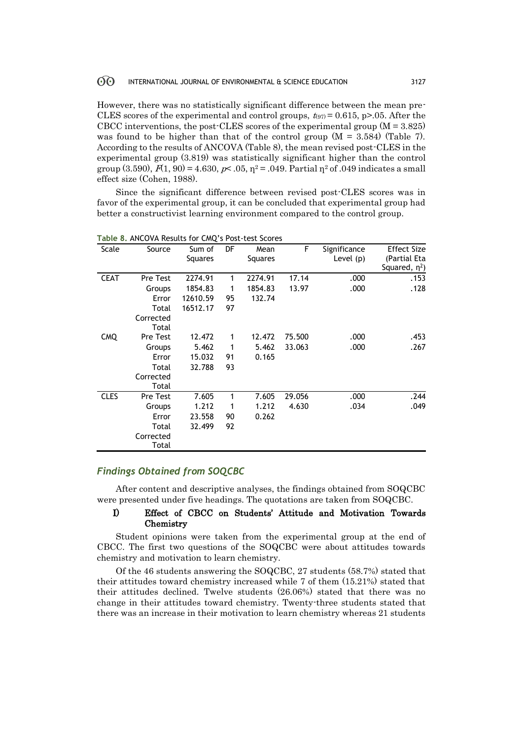However, there was no statistically significant difference between the mean pre-CLES scores of the experimental and control groups, $t_{(97)} = 0.615$, $p > .05$. After the CBCC interventions, the post-CLES scores of the experimental group ($M = 3.825$) was found to be higher than that of the control group ($M = 3.584$) (Table 7). According to the results of ANCOVA (Table 8), the mean revised post-CLES in the experimental group (3.819) was statistically significant higher than the control group (3.590), $F(1, 90) = 4.630$, $p < .05$, $\eta^2 = .049$. Partial $\eta^2$ of .049 indicates a small effect size (Cohen, 1988).

Since the significant difference between revised post-CLES scores was in favor of the experimental group, it can be concluded that experimental group had better a constructivist learning environment compared to the control group.

**Table 8.** ANCOVA Results for CMQ's Post-test Scores

| Scale | Source | Sum of Squares | DF | Mean Squares | F | Significance Level (p) | Effect Size (Partial Eta Squared, $\eta^2$) |
|---|---|---|---|---|---|---|---|
| CEAT | Pre Test | 2274.91 | 1 | 2274.91 | 17.14 | .000 | .153 |
| | Groups | 1854.83 | 1 | 1854.83 | 13.97 | .000 | .128 |
| | Error | 12610.59 | 95 | 132.74 | | | |
| | Total Corrected Total | 16512.17 | 97 | | | | |
| CMQ | Pre Test | 12.472 | 1 | 12.472 | 75.500 | .000 | .453 |
| | Groups | 5.462 | 1 | 5.462 | 33.063 | .000 | .267 |
| | Error | 15.032 | 91 | 0.165 | | | |
| | Total Corrected Total | 32.788 | 93 | | | | |
| CLES | Pre Test | 7.605 | 1 | 7.605 | 29.056 | .000 | .244 |
| | Groups | 1.212 | 1 | 1.212 | 4.630 | .034 | .049 |
| | Error | 23.558 | 90 | 0.262 | | | |
| | Total Corrected Total | 32.499 | 92 | | | | |

## *Findings Obtained from SOQCBC*

After content and descriptive analyses, the findings obtained from SOQCBC were presented under five headings. The quotations are taken from SOQCBC.

### I) Effect of CBCC on Students' Attitude and Motivation Towards Chemistry

Student opinions were taken from the experimental group at the end of CBCC. The first two questions of the SOQCBC were about attitudes towards chemistry and motivation to learn chemistry.

Of the 46 students answering the SOQCBC, 27 students (58.7%) stated that their attitudes toward chemistry increased while 7 of them (15.21%) stated that their attitudes declined. Twelve students (26.06%) stated that there was no change in their attitudes toward chemistry. Twenty-three students stated that there was an increase in their motivation to learn chemistry whereas 21 students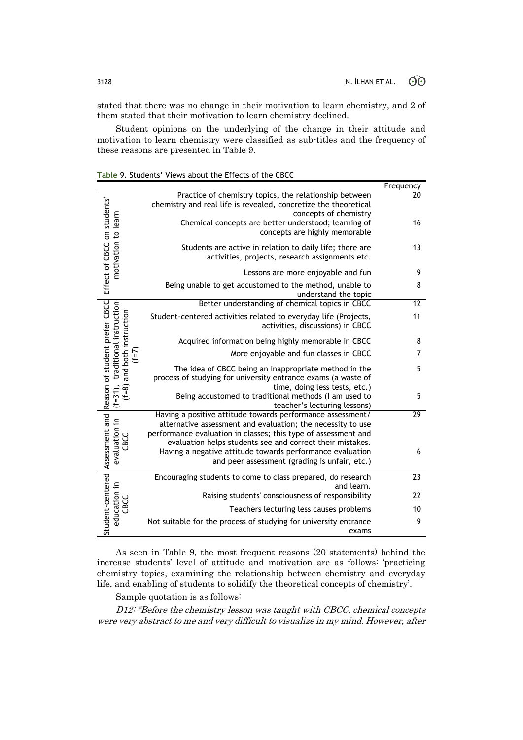stated that there was no change in their motivation to learn chemistry, and 2 of them stated that their motivation to learn chemistry declined.

Student opinions on the underlying of the change in their attitude and motivation to learn chemistry were classified as sub-titles and the frequency of these reasons are presented in Table 9.

**Table 9.** Students' Views about the Effects of the CBCC

| | | Frequency |
|---|---|---|
| Effect of CBCC on students' motivation to learn | Practice of chemistry topics, the relationship between chemistry and real life is revealed, concretize the theoretical concepts of chemistry | 20 |
| | Chemical concepts are better understood; learning of concepts are highly memorable | 16 |
| | Students are active in relation to daily life; there are activities, projects, research assignments etc. | 13 |
| | Lessons are more enjoyable and fun | 9 |
| | Being unable to get accustomed to the method, unable to understand the topic | 8 |
| Reason of student prefer CBCC (f=31), traditional instruction (f=8) and both instruction (f=7) | Better understanding of chemical topics in CBCC | 12 |
| | Student-centered activities related to everyday life (Projects, activities, discussions) in CBCC | 11 |
| | Acquired information being highly memorable in CBCC | 8 |
| | More enjoyable and fun classes in CBCC | 7 |
| | The idea of CBCC being an inappropriate method in the process of studying for university entrance exams (a waste of time, doing less tests, etc.) | 5 |
| | Being accustomed to traditional methods (I am used to teacher's lecturing lessons) | 5 |
| Assessment and evaluation in CBCC | Having a positive attitude towards performance assessment/ alternative assessment and evaluation; the necessity to use performance evaluation in classes; this type of assessment and evaluation helps students see and correct their mistakes. | 29 |
| | Having a negative attitude towards performance evaluation and peer assessment (grading is unfair, etc.) | 6 |
| Student-centered education in CBCC | Encouraging students to come to class prepared, do research and learn. | 23 |
| | Raising students' consciousness of responsibility | 22 |
| | Teachers lecturing less causes problems | 10 |
| | Not suitable for the process of studying for university entrance exams | 9 |

As seen in Table 9, the most frequent reasons (20 statements) behind the increase students' level of attitude and motivation are as follows: 'practicing chemistry topics, examining the relationship between chemistry and everyday life, and enabling of students to solidify the theoretical concepts of chemistry'.

Sample quotation is as follows:

*D12: "Before the chemistry lesson was taught with CBCC, chemical concepts were very abstract to me and very difficult to visualize in my mind. However, after*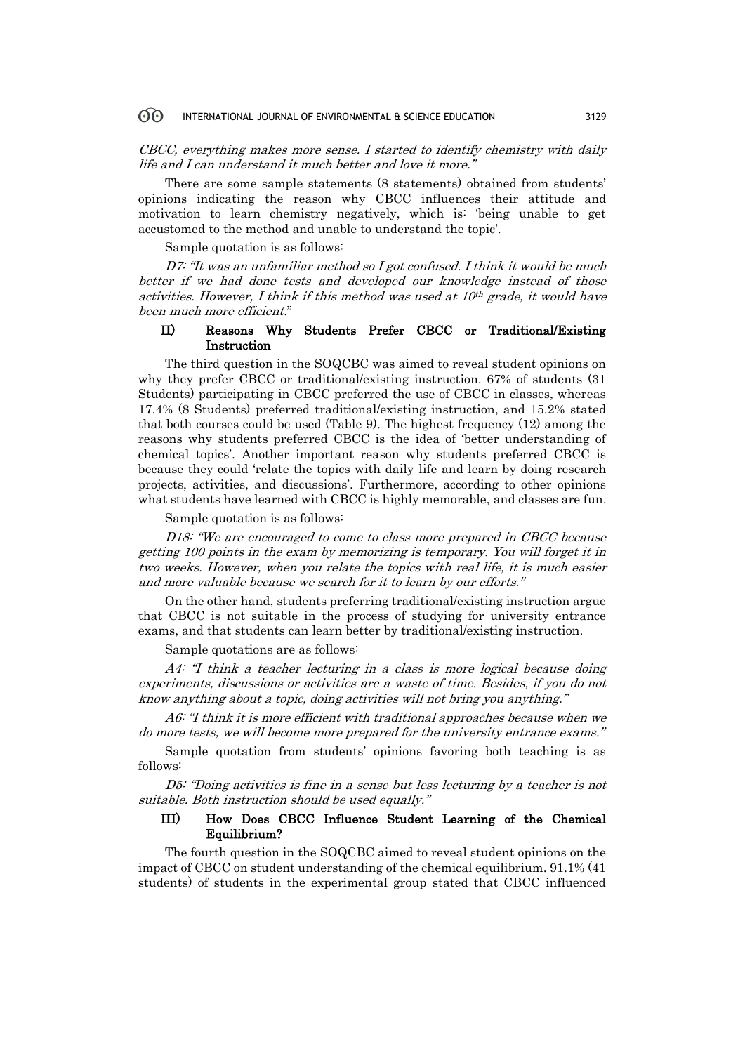*CBCC, everything makes more sense. I started to identify chemistry with daily life and I can understand it much better and love it more."*

There are some sample statements (8 statements) obtained from students' opinions indicating the reason why CBCC influences their attitude and motivation to learn chemistry negatively, which is: 'being unable to get accustomed to the method and unable to understand the topic'.

Sample quotation is as follows:

*D7: "It was an unfamiliar method so I got confused. I think it would be much better if we had done tests and developed our knowledge instead of those activities. However, I think if this method was used at 10th grade, it would have been much more efficient."*

### II) Reasons Why Students Prefer CBCC or Traditional/Existing Instruction

The third question in the SOQCBC was aimed to reveal student opinions on why they prefer CBCC or traditional/existing instruction. 67% of students (31 Students) participating in CBCC preferred the use of CBCC in classes, whereas 17.4% (8 Students) preferred traditional/existing instruction, and 15.2% stated that both courses could be used (Table 9). The highest frequency (12) among the reasons why students preferred CBCC is the idea of 'better understanding of chemical topics'. Another important reason why students preferred CBCC is because they could 'relate the topics with daily life and learn by doing research projects, activities, and discussions'. Furthermore, according to other opinions what students have learned with CBCC is highly memorable, and classes are fun.

Sample quotation is as follows:

*D18: "We are encouraged to come to class more prepared in CBCC because getting 100 points in the exam by memorizing is temporary. You will forget it in two weeks. However, when you relate the topics with real life, it is much easier and more valuable because we search for it to learn by our efforts."*

On the other hand, students preferring traditional/existing instruction argue that CBCC is not suitable in the process of studying for university entrance exams, and that students can learn better by traditional/existing instruction.

Sample quotations are as follows:

*A4: "I think a teacher lecturing in a class is more logical because doing experiments, discussions or activities are a waste of time. Besides, if you do not know anything about a topic, doing activities will not bring you anything."*

*A6: "I think it is more efficient with traditional approaches because when we do more tests, we will become more prepared for the university entrance exams."*

Sample quotation from students' opinions favoring both teaching is as follows:

*D5: "Doing activities is fine in a sense but less lecturing by a teacher is not suitable. Both instruction should be used equally."*

### III) How Does CBCC Influence Student Learning of the Chemical Equilibrium?

The fourth question in the SOQCBC aimed to reveal student opinions on the impact of CBCC on student understanding of the chemical equilibrium. 91.1% (41 students) of students in the experimental group stated that CBCC influenced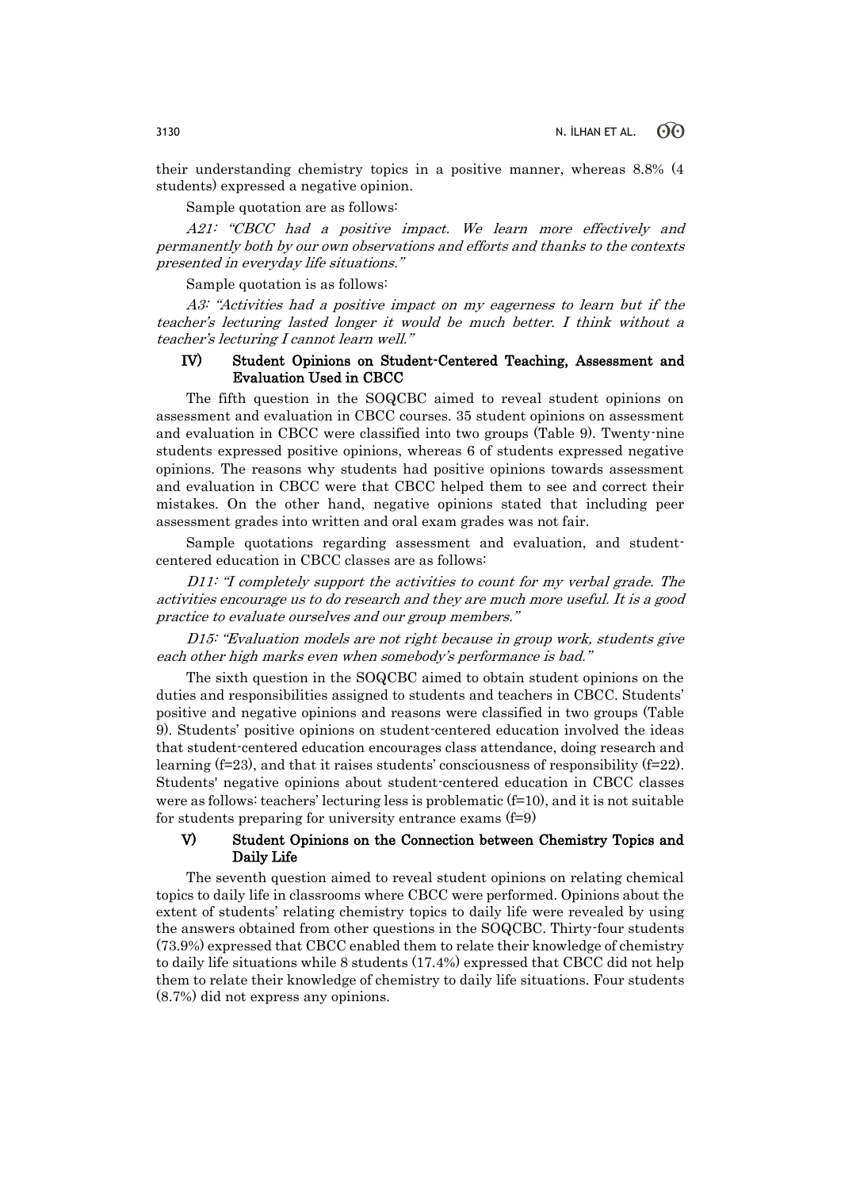their understanding chemistry topics in a positive manner, whereas 8.8% (4 students) expressed a negative opinion.

Sample quotation are as follows:

*A21: "CBCC had a positive impact. We learn more effectively and permanently both by our own observations and efforts and thanks to the contexts presented in everyday life situations."*

Sample quotation is as follows:

*A3: "Activities had a positive impact on my eagerness to learn but if the teacher's lecturing lasted longer it would be much better. I think without a teacher's lecturing I cannot learn well."*

### IV) Student Opinions on Student-Centered Teaching, Assessment and Evaluation Used in CBCC

The fifth question in the SOQCBC aimed to reveal student opinions on assessment and evaluation in CBCC courses. 35 student opinions on assessment and evaluation in CBCC were classified into two groups (Table 9). Twenty-nine students expressed positive opinions, whereas 6 of students expressed negative opinions. The reasons why students had positive opinions towards assessment and evaluation in CBCC were that CBCC helped them to see and correct their mistakes. On the other hand, negative opinions stated that including peer assessment grades into written and oral exam grades was not fair.

Sample quotations regarding assessment and evaluation, and student-centered education in CBCC classes are as follows:

*D11: "I completely support the activities to count for my verbal grade. The activities encourage us to do research and they are much more useful. It is a good practice to evaluate ourselves and our group members."*

*D15: "Evaluation models are not right because in group work, students give each other high marks even when somebody's performance is bad."*

The sixth question in the SOQCBC aimed to obtain student opinions on the duties and responsibilities assigned to students and teachers in CBCC. Students' positive and negative opinions and reasons were classified in two groups (Table 9). Students' positive opinions on student-centered education involved the ideas that student-centered education encourages class attendance, doing research and learning (f=23), and that it raises students' consciousness of responsibility (f=22). Students' negative opinions about student-centered education in CBCC classes were as follows: teachers' lecturing less is problematic (f=10), and it is not suitable for students preparing for university entrance exams (f=9)

### V) Student Opinions on the Connection between Chemistry Topics and Daily Life

The seventh question aimed to reveal student opinions on relating chemical topics to daily life in classrooms where CBCC were performed. Opinions about the extent of students' relating chemistry topics to daily life were revealed by using the answers obtained from other questions in the SOQCBC. Thirty-four students (73.9%) expressed that CBCC enabled them to relate their knowledge of chemistry to daily life situations while 8 students (17.4%) expressed that CBCC did not help them to relate their knowledge of chemistry to daily life situations. Four students (8.7%) did not express any opinions.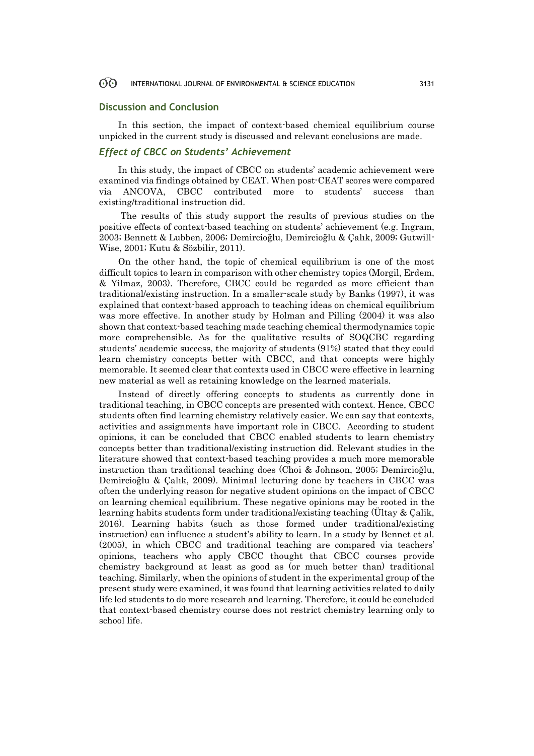## Discussion and Conclusion

In this section, the impact of context-based chemical equilibrium course unpicked in the current study is discussed and relevant conclusions are made.

### *Effect of CBCC on Students' Achievement*

In this study, the impact of CBCC on students' academic achievement were examined via findings obtained by CEAT. When post-CEAT scores were compared via ANCOVA, CBCC contributed more to students' success than existing/traditional instruction did.

The results of this study support the results of previous studies on the positive effects of context-based teaching on students' achievement (e.g. Ingram, 2003; Bennett & Lubben, 2006; Demircioğlu, Demircioğlu & Çalık, 2009; Gutwill-Wise, 2001; Kutu & Sözbilir, 2011).

On the other hand, the topic of chemical equilibrium is one of the most difficult topics to learn in comparison with other chemistry topics (Morgil, Erdem, & Yilmaz, 2003). Therefore, CBCC could be regarded as more efficient than traditional/existing instruction. In a smaller-scale study by Banks (1997), it was explained that context-based approach to teaching ideas on chemical equilibrium was more effective. In another study by Holman and Pilling (2004) it was also shown that context-based teaching made teaching chemical thermodynamics topic more comprehensible. As for the qualitative results of SOQCBC regarding students' academic success, the majority of students (91%) stated that they could learn chemistry concepts better with CBCC, and that concepts were highly memorable. It seemed clear that contexts used in CBCC were effective in learning new material as well as retaining knowledge on the learned materials.

Instead of directly offering concepts to students as currently done in traditional teaching, in CBCC concepts are presented with context. Hence, CBCC students often find learning chemistry relatively easier. We can say that contexts, activities and assignments have important role in CBCC. According to student opinions, it can be concluded that CBCC enabled students to learn chemistry concepts better than traditional/existing instruction did. Relevant studies in the literature showed that context-based teaching provides a much more memorable instruction than traditional teaching does (Choi & Johnson, 2005; Demircioğlu, Demircioğlu & Çalık, 2009). Minimal lecturing done by teachers in CBCC was often the underlying reason for negative student opinions on the impact of CBCC on learning chemical equilibrium. These negative opinions may be rooted in the learning habits students form under traditional/existing teaching (Ültay & Çalik, 2016). Learning habits (such as those formed under traditional/existing instruction) can influence a student's ability to learn. In a study by Bennet et al. (2005), in which CBCC and traditional teaching are compared via teachers' opinions, teachers who apply CBCC thought that CBCC courses provide chemistry background at least as good as (or much better than) traditional teaching. Similarly, when the opinions of student in the experimental group of the present study were examined, it was found that learning activities related to daily life led students to do more research and learning. Therefore, it could be concluded that context-based chemistry course does not restrict chemistry learning only to school life.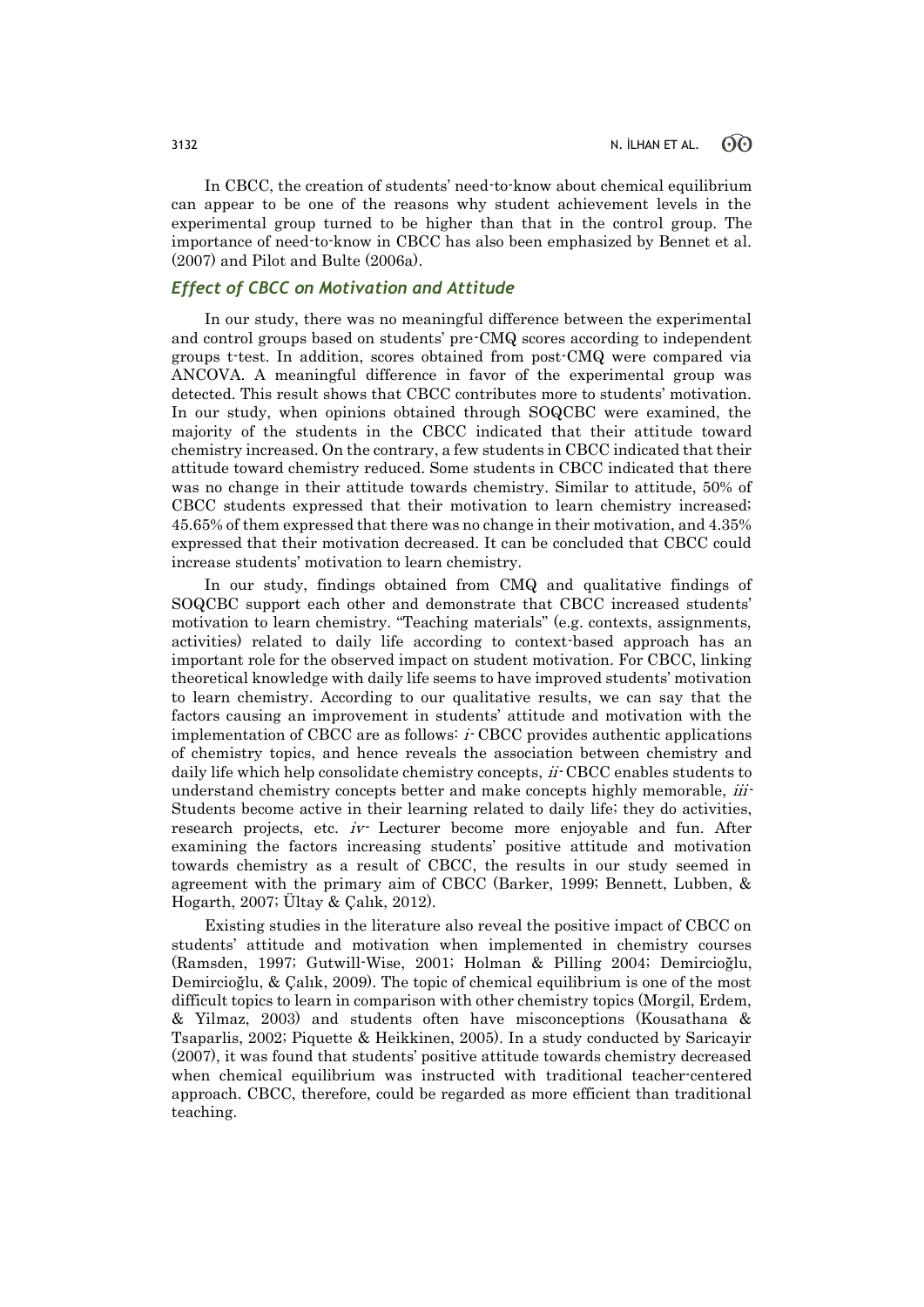In CBCC, the creation of students' need-to-know about chemical equilibrium can appear to be one of the reasons why student achievement levels in the experimental group turned to be higher than that in the control group. The importance of need-to-know in CBCC has also been emphasized by Bennet et al. (2007) and Pilot and Bulte (2006a).

## *Effect of CBCC on Motivation and Attitude*

In our study, there was no meaningful difference between the experimental and control groups based on students' pre-CMQ scores according to independent groups t-test. In addition, scores obtained from post-CMQ were compared via ANCOVA. A meaningful difference in favor of the experimental group was detected. This result shows that CBCC contributes more to students' motivation. In our study, when opinions obtained through SOQCBC were examined, the majority of the students in the CBCC indicated that their attitude toward chemistry increased. On the contrary, a few students in CBCC indicated that their attitude toward chemistry reduced. Some students in CBCC indicated that there was no change in their attitude towards chemistry. Similar to attitude, 50% of CBCC students expressed that their motivation to learn chemistry increased; 45.65% of them expressed that there was no change in their motivation, and 4.35% expressed that their motivation decreased. It can be concluded that CBCC could increase students' motivation to learn chemistry.

In our study, findings obtained from CMQ and qualitative findings of SOQCBC support each other and demonstrate that CBCC increased students' motivation to learn chemistry. "Teaching materials" (e.g. contexts, assignments, activities) related to daily life according to context-based approach has an important role for the observed impact on student motivation. For CBCC, linking theoretical knowledge with daily life seems to have improved students' motivation to learn chemistry. According to our qualitative results, we can say that the factors causing an improvement in students' attitude and motivation with the implementation of CBCC are as follows: *i*- CBCC provides authentic applications of chemistry topics, and hence reveals the association between chemistry and daily life which help consolidate chemistry concepts, *ii*- CBCC enables students to understand chemistry concepts better and make concepts highly memorable, *iii*- Students become active in their learning related to daily life; they do activities, research projects, etc. *iv*- Lecturer become more enjoyable and fun. After examining the factors increasing students' positive attitude and motivation towards chemistry as a result of CBCC, the results in our study seemed in agreement with the primary aim of CBCC (Barker, 1999; Bennett, Lubben, & Hogarth, 2007; Ültay & Çalık, 2012).

Existing studies in the literature also reveal the positive impact of CBCC on students' attitude and motivation when implemented in chemistry courses (Ramsden, 1997; Gutwill-Wise, 2001; Holman & Pilling 2004; Demircioğlu, Demircioğlu, & Çalık, 2009). The topic of chemical equilibrium is one of the most difficult topics to learn in comparison with other chemistry topics (Morgil, Erdem, & Yilmaz, 2003) and students often have misconceptions (Kousathana & Tsaparlis, 2002; Piquette & Heikkinen, 2005). In a study conducted by Saricayir (2007), it was found that students' positive attitude towards chemistry decreased when chemical equilibrium was instructed with traditional teacher-centered approach. CBCC, therefore, could be regarded as more efficient than traditional teaching.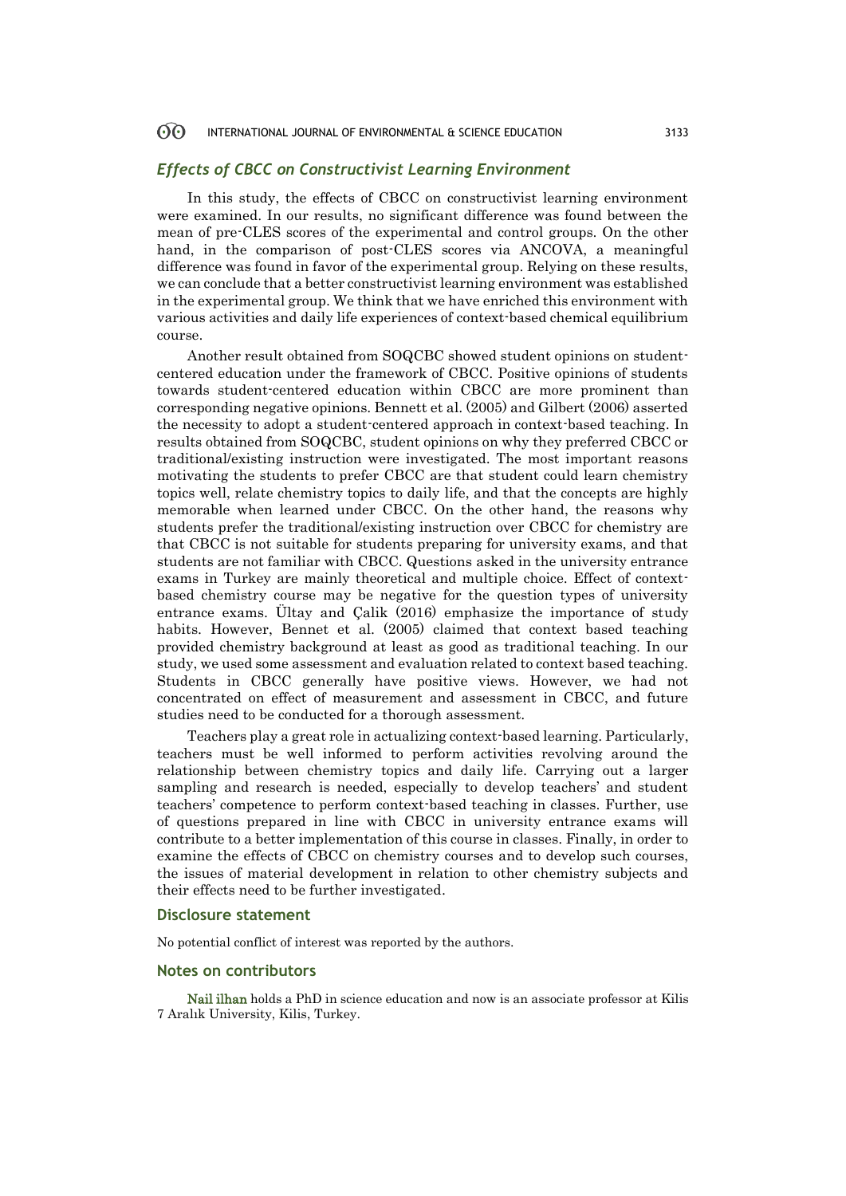### *Effects of CBCC on Constructivist Learning Environment*

In this study, the effects of CBCC on constructivist learning environment were examined. In our results, no significant difference was found between the mean of pre-CLES scores of the experimental and control groups. On the other hand, in the comparison of post-CLES scores via ANCOVA, a meaningful difference was found in favor of the experimental group. Relying on these results, we can conclude that a better constructivist learning environment was established in the experimental group. We think that we have enriched this environment with various activities and daily life experiences of context-based chemical equilibrium course.

Another result obtained from SOQCBC showed student opinions on student-centered education under the framework of CBCC. Positive opinions of students towards student-centered education within CBCC are more prominent than corresponding negative opinions. Bennett et al. (2005) and Gilbert (2006) asserted the necessity to adopt a student-centered approach in context-based teaching. In results obtained from SOQCBC, student opinions on why they preferred CBCC or traditional/existing instruction were investigated. The most important reasons motivating the students to prefer CBCC are that student could learn chemistry topics well, relate chemistry topics to daily life, and that the concepts are highly memorable when learned under CBCC. On the other hand, the reasons why students prefer the traditional/existing instruction over CBCC for chemistry are that CBCC is not suitable for students preparing for university exams, and that students are not familiar with CBCC. Questions asked in the university entrance exams in Turkey are mainly theoretical and multiple choice. Effect of context-based chemistry course may be negative for the question types of university entrance exams. Ültay and Çalik (2016) emphasize the importance of study habits. However, Bennet et al. (2005) claimed that context based teaching provided chemistry background at least as good as traditional teaching. In our study, we used some assessment and evaluation related to context based teaching. Students in CBCC generally have positive views. However, we had not concentrated on effect of measurement and assessment in CBCC, and future studies need to be conducted for a thorough assessment.

Teachers play a great role in actualizing context-based learning. Particularly, teachers must be well informed to perform activities revolving around the relationship between chemistry topics and daily life. Carrying out a larger sampling and research is needed, especially to develop teachers' and student teachers' competence to perform context-based teaching in classes. Further, use of questions prepared in line with CBCC in university entrance exams will contribute to a better implementation of this course in classes. Finally, in order to examine the effects of CBCC on chemistry courses and to develop such courses, the issues of material development in relation to other chemistry subjects and their effects need to be further investigated.

## Disclosure statement

No potential conflict of interest was reported by the authors.

## Notes on contributors

**Nail ilhan** holds a PhD in science education and now is an associate professor at Kilis 7 Aralık University, Kilis, Turkey.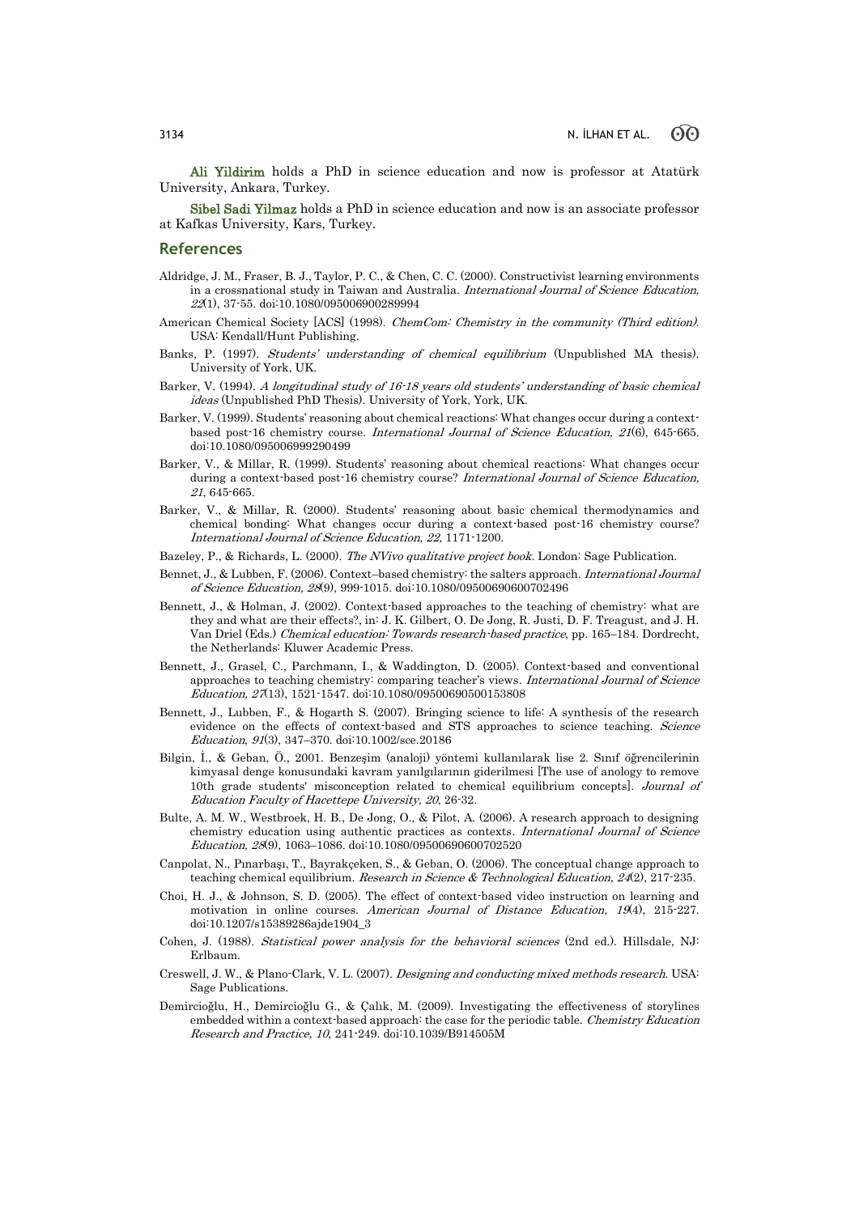**Ali Yildirim** holds a PhD in science education and now is professor at Atatürk University, Ankara, Turkey.

**Sibel Sadi Yilmaz** holds a PhD in science education and now is an associate professor at Kafkas University, Kars, Turkey.

## References

Aldridge, J. M., Fraser, B. J., Taylor, P. C., & Chen, C. C. (2000). Constructivist learning environments in a crossnational study in Taiwan and Australia. *International Journal of Science Education, 22*(1), 37-55. doi:10.1080/095006900289994

American Chemical Society [ACS] (1998). *ChemCom: Chemistry in the community (Third edition)*. USA: Kendall/Hunt Publishing.

Banks, P. (1997). *Students' understanding of chemical equilibrium* (Unpublished MA thesis). University of York, UK.

Barker, V. (1994). *A longitudinal study of 16-18 years old students' understanding of basic chemical ideas* (Unpublished PhD Thesis). University of York, York, UK.

Barker, V. (1999). Students' reasoning about chemical reactions: What changes occur during a context-based post-16 chemistry course. *International Journal of Science Education, 21*(6), 645-665. doi:10.1080/095006999290499

Barker, V., & Millar, R. (1999). Students' reasoning about chemical reactions: What changes occur during a context-based post-16 chemistry course? *International Journal of Science Education, 21*, 645-665.

Barker, V., & Millar, R. (2000). Students' reasoning about basic chemical thermodynamics and chemical bonding: What changes occur during a context-based post-16 chemistry course? *International Journal of Science Education, 22*, 1171-1200.

Bazeley, P., & Richards, L. (2000). *The NVivo qualitative project book*. London: Sage Publication.

Bennet, J., & Lubben, F. (2006). Context–based chemistry: the salters approach. *International Journal of Science Education, 28*(9), 999-1015. doi:10.1080/09500690600702496

Bennett, J., & Holman, J. (2002). Context-based approaches to the teaching of chemistry: what are they and what are their effects?, in: J. K. Gilbert, O. De Jong, R. Justi, D. F. Treagust, and J. H. Van Driel (Eds.) *Chemical education: Towards research-based practice*, pp. 165–184. Dordrecht, the Netherlands: Kluwer Academic Press.

Bennett, J., Grasel, C., Parchmann, I., & Waddington, D. (2005). Context-based and conventional approaches to teaching chemistry: comparing teacher's views. *International Journal of Science Education, 27*(13), 1521-1547. doi:10.1080/09500690500153808

Bennett, J., Lubben, F., & Hogarth S. (2007). Bringing science to life: A synthesis of the research evidence on the effects of context-based and STS approaches to science teaching. *Science Education*, *91*(3), 347–370. doi:10.1002/sce.20186

Bilgin, İ., & Geban, Ö., 2001. Benzeşim (analoji) yöntemi kullanılarak lise 2. Sınıf öğrencilerinin kimyasal denge konusundaki kavram yanılgılarının giderilmesi [The use of anology to remove 10th grade students' misconception related to chemical equilibrium concepts]. *Journal of Education Faculty of Hacettepe University, 20*, 26-32.

Bulte, A. M. W., Westbroek, H. B., De Jong, O., & Pilot, A. (2006). A research approach to designing chemistry education using authentic practices as contexts. *International Journal of Science Education, 28*(9), 1063–1086. doi:10.1080/09500690600702520

Canpolat, N., Pınarbaşı, T., Bayrakçeken, S., & Geban, O. (2006). The conceptual change approach to teaching chemical equilibrium. *Research in Science & Technological Education, 24*(2), 217-235.

Choi, H. J., & Johnson, S. D. (2005). The effect of context-based video instruction on learning and motivation in online courses. *American Journal of Distance Education*, *19*(4), 215-227. doi:10.1207/s15389286ajde1904_3

Cohen, J. (1988). *Statistical power analysis for the behavioral sciences* (2nd ed.). Hillsdale, NJ: Erlbaum.

Creswell, J. W., & Plano-Clark, V. L. (2007). *Designing and conducting mixed methods research*. USA: Sage Publications.

Demircioğlu, H., Demircioğlu G., & Çalık, M. (2009). Investigating the effectiveness of storylines embedded within a context-based approach: the case for the periodic table. *Chemistry Education Research and Practice, 10*, 241-249. doi:10.1039/B914505M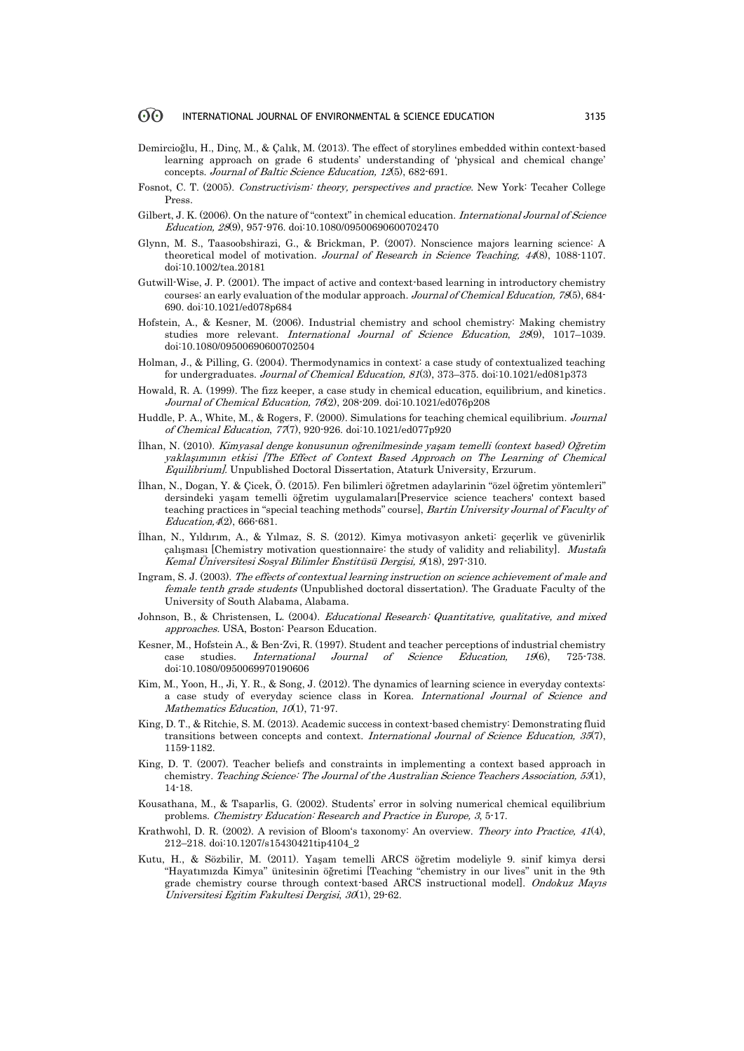Demircioğlu, H., Dinç, M., & Çalık, M. (2013). The effect of storylines embedded within context-based learning approach on grade 6 students' understanding of 'physical and chemical change' concepts. *Journal of Baltic Science Education, 12*(5), 682-691.

Fosnot, C. T. (2005). *Constructivism: theory, perspectives and practice*. New York: Tecaher College Press.

Gilbert, J. K. (2006). On the nature of "context" in chemical education. *International Journal of Science Education, 28*(9), 957-976. doi:10.1080/09500690600702470

Glynn, M. S., Taasoobshirazi, G., & Brickman, P. (2007). Nonscience majors learning science: A theoretical model of motivation. *Journal of Research in Science Teaching, 44*(8), 1088-1107. doi:10.1002/tea.20181

Gutwill-Wise, J. P. (2001). The impact of active and context-based learning in introductory chemistry courses: an early evaluation of the modular approach. *Journal of Chemical Education, 78*(5), 684-690. doi:10.1021/ed078p684

Hofstein, A., & Kesner, M. (2006). Industrial chemistry and school chemistry: Making chemistry studies more relevant. *International Journal of Science Education*, *28*(9), 1017–1039. doi:10.1080/09500690600702504

Holman, J., & Pilling, G. (2004). Thermodynamics in context: a case study of contextualized teaching for undergraduates. *Journal of Chemical Education, 81*(3), 373–375. doi:10.1021/ed081p373

Howald, R. A. (1999). The fizz keeper, a case study in chemical education, equilibrium, and kinetics. *Journal of Chemical Education, 76*(2), 208-209. doi:10.1021/ed076p208

Huddle, P. A., White, M., & Rogers, F. (2000). Simulations for teaching chemical equilibrium. *Journal of Chemical Education, 77*(7), 920-926. doi:10.1021/ed077p920

İlhan, N. (2010). *Kimyasal denge konusunun oğrenilmesinde yaşam temelli (context based) Oğretim yaklaşımının etkisi [The Effect of Context Based Approach on The Learning of Chemical Equilibrium]*. Unpublished Doctoral Dissertation, Ataturk University, Erzurum.

İlhan, N., Dogan, Y. & Çicek, Ö. (2015). Fen bilimleri öğretmen adaylarinin "özel öğretim yöntemleri" dersindeki yaşam temelli öğretim uygulamaları[Preservice science teachers' context based teaching practices in "special teaching methods" course], *Bartin University Journal of Faculty of Education,4*(2), 666-681.

İlhan, N., Yıldırım, A., & Yılmaz, S. S. (2012). Kimya motivasyon anketi: geçerlik ve güvenirlik çalışması [Chemistry motivation questionnaire: the study of validity and reliability]. *Mustafa Kemal Üniversitesi Sosyal Bilimler Enstitüsü Dergisi, 9*(18), 297-310.

Ingram, S. J. (2003). *The effects of contextual learning instruction on science achievement of male and female tenth grade students* (Unpublished doctoral dissertation). The Graduate Faculty of the University of South Alabama, Alabama.

Johnson, B., & Christensen, L. (2004). *Educational Research: Quantitative, qualitative, and mixed approaches*. USA, Boston: Pearson Education.

Kesner, M., Hofstein A., & Ben-Zvi, R. (1997). Student and teacher perceptions of industrial chemistry case studies. *International Journal of Science Education, 19*(6), 725-738. doi:10.1080/0950069970190606

Kim, M., Yoon, H., Ji, Y. R., & Song, J. (2012). The dynamics of learning science in everyday contexts: a case study of everyday science class in Korea. *International Journal of Science and Mathematics Education*, *10*(1), 71-97.

King, D. T., & Ritchie, S. M. (2013). Academic success in context-based chemistry: Demonstrating fluid transitions between concepts and context. *International Journal of Science Education, 35*(7), 1159-1182.

King, D. T. (2007). Teacher beliefs and constraints in implementing a context based approach in chemistry. *Teaching Science: The Journal of the Australian Science Teachers Association, 53*(1), 14-18.

Kousathana, M., & Tsaparlis, G. (2002). Students' error in solving numerical chemical equilibrium problems. *Chemistry Education: Research and Practice in Europe, 3*, 5-17.

Krathwohl, D. R. (2002). A revision of Bloom's taxonomy: An overview. *Theory into Practice, 41*(4), 212–218. doi:10.1207/s15430421tip4104_2

Kutu, H., & Sözbilir, M. (2011). Yaşam temelli ARCS öğretim modeliyle 9. sinif kimya dersi "Hayatımızda Kimya" ünitesinin öğretimi [Teaching "chemistry in our lives" unit in the 9th grade chemistry course through context-based ARCS instructional model]. *Ondokuz Mayıs Universitesi Egitim Fakultesi Dergisi*, *30*(1), 29-62.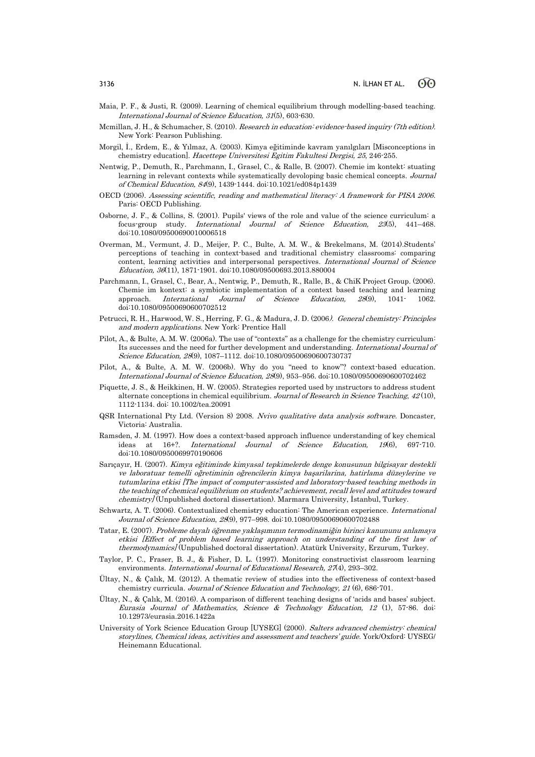Maia, P. F., & Justi, R. (2009). Learning of chemical equilibrium through modelling-based teaching. *International Journal of Science Education, 31*(5), 603-630.

Mcmillan, J. H., & Schumacher, S. (2010). *Research in education: evidence-based inquiry (7th edition)*. New York: Pearson Publishing.

Morgil, İ., Erdem, E., & Yılmaz, A. (2003). Kimya eğitiminde kavram yanılgıları [Misconceptions in chemistry education]. *Hacettepe Universitesi Egitim Fakultesi Dergisi, 25*, 246-255.

Nentwig, P., Demuth, R., Parchmann, I., Grasel, C., & Ralle, B. (2007). Chemie im kontekt: stuating learning in relevant contexts while systematically devoloping basic chemical concepts. *Journal of Chemical Education, 84*(9), 1439-1444. doi:10.1021/ed084p1439

OECD (2006). *Assessing scientific, reading and mathematical literacy: A framework for PISA 2006*. Paris: OECD Publishing.

Osborne, J. F., & Collins, S. (2001). Pupils' views of the role and value of the science curriculum: a focus-group study. *International Journal of Science Education, 23*(5), 441–468. doi:10.1080/09500690010006518

Overman, M., Vermunt, J. D., Meijer, P. C., Bulte, A. M. W., & Brekelmans, M. (2014).Students' perceptions of teaching in context-based and traditional chemistry classrooms: comparing content, learning activities and interpersonal perspectives. *International Journal of Science Education, 36*(11), 1871-1901. doi:10.1080/09500693.2013.880004

Parchmann, I., Grasel, C., Bear, A., Nentwig, P., Demuth, R., Ralle, B., & ChiK Project Group. (2006). Chemie im kontext: a symbiotic implementation of a context based teaching and learning approach. *International Journal of Science Education, 28*(9), 1041- 1062. doi:10.1080/09500690600702512

Petrucci, R. H., Harwood, W. S., Herring, F. G., & Madura, J. D. (2006*). General chemistry: Principles and modern applications*. New York: Prentice Hall

Pilot, A., & Bulte, A. M. W. (2006a). The use of "contexts" as a challenge for the chemistry curriculum: Its successes and the need for further development and understanding. *International Journal of Science Education, 28*(9), 1087–1112. doi:10.1080/09500690600730737

Pilot, A., & Bulte, A. M. W. (2006b). Why do you "need to know"? context-based education. *International Journal of Science Education, 28*(9), 953–956. doi:10.1080/09500690600702462

Piquette, J. S., & Heikkinen, H. W. (2005). Strategies reported used by ınstructors to address student alternate conceptions in chemical equilibrium. *Journal of Research in Science Teaching*, *42* (10), 1112-1134. doi: 10.1002/tea.20091

QSR International Pty Ltd. (Version 8) 2008. *Nvivo qualitative data analysis software*. Doncaster, Victoria: Australia.

Ramsden, J. M. (1997). How does a context-based approach influence understanding of key chemical ideas at 16+?. *International Journal of Science Education, 19*(6), 697-710. doi:10.1080/0950069970190606

Sarıçayır, H. (2007). *Kimya eğitiminde kimyasal tepkimelerde denge konusunun bilgisayar destekli ve laboratuar temelli oğretiminin oğrencilerin kimya başarilarina, hatirlama düzeylerine ve tutumlarina etkisi [The impact of computer-assisted and laboratory-based teaching methods in the teaching of chemical equilibrium on students? achievement, recall level and attitudes toward chemistry]* (Unpublished doctoral dissertation). Marmara University, İstanbul, Turkey.

Schwartz, A. T. (2006). Contextualized chemistry education: The American experience. *International Journal of Science Education*, *28*(9), 977–998. doi:10.1080/09500690600702488

Tatar, E. (2007). *Probleme dayalı öğrenme yaklaşımının termodinamiğin birinci kanununu anlamaya etkisi [Effect of problem based learning approach on understanding of the first law of thermodynamics]* (Unpublished doctoral dissertation). Atatürk University, Erzurum, Turkey.

Taylor, P. C., Fraser, B. J., & Fisher, D. L. (1997). Monitoring constructivist classroom learning environments. *International Journal of Educational Research, 27*(4), 293–302.

Ültay, N., & Çalık, M. (2012). A thematic review of studies into the effectiveness of context-based chemistry curricula. *Journal of Science Education and Technology, 21* (6), 686-701.

Ültay, N., & Çalık, M. (2016). A comparison of different teaching designs of 'acids and bases' subject. *Eurasia Journal of Mathematics, Science & Technology Education, 12* (1), 57-86. doi: 10.12973/eurasia.2016.1422a

University of York Science Education Group [UYSEG] (2000). *Salters advanced chemistry: chemical storylines, Chemical ideas, activities and assessment and teachers' guide*. York/Oxford: UYSEG/ Heinemann Educational.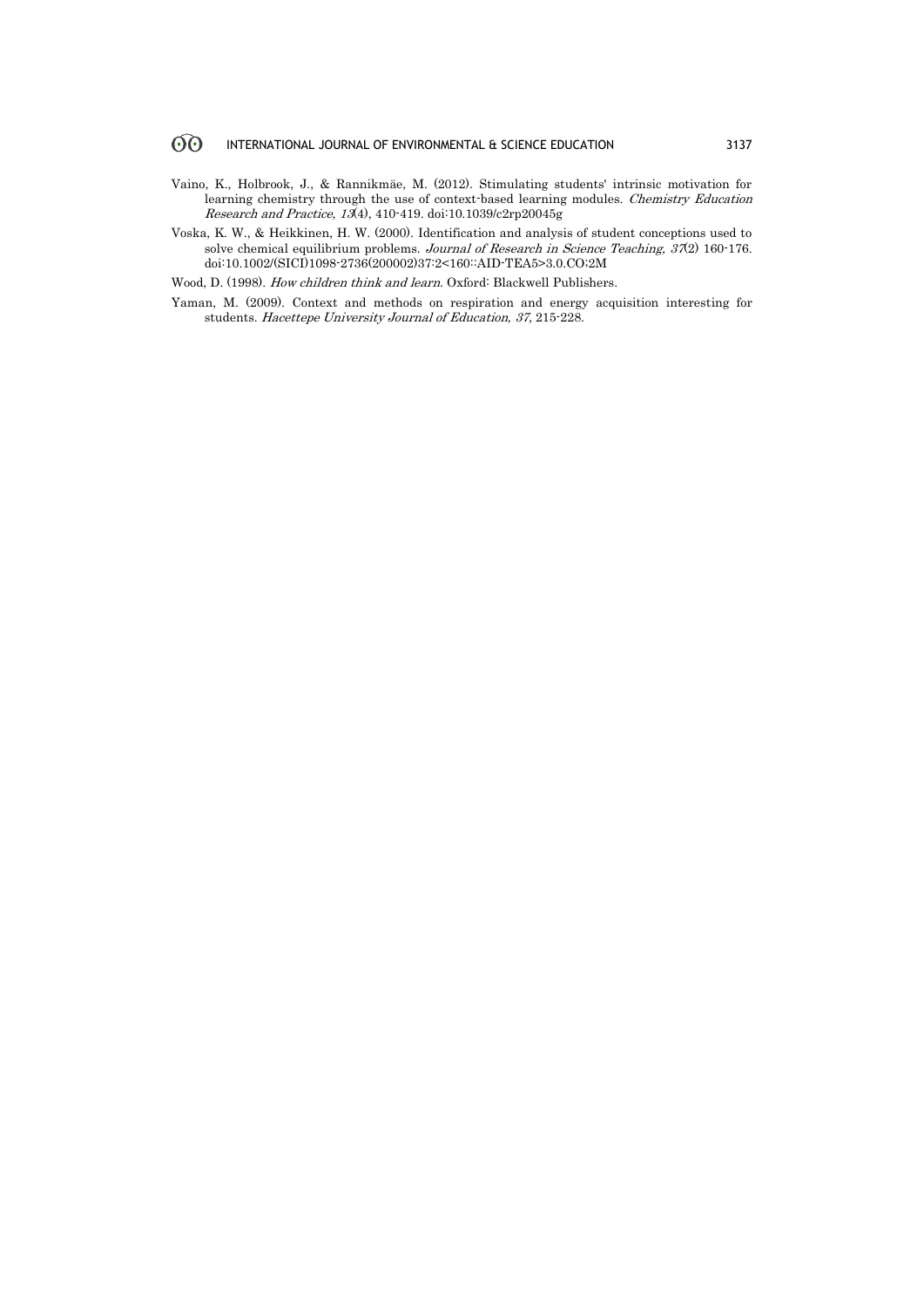Vaino, K., Holbrook, J., & Rannikmäe, M. (2012). Stimulating students' intrinsic motivation for learning chemistry through the use of context-based learning modules. *Chemistry Education Research and Practice*, *13*(4), 410-419. doi:10.1039/c2rp20045g

Voska, K. W., & Heikkinen, H. W. (2000). Identification and analysis of student conceptions used to solve chemical equilibrium problems. *Journal of Research in Science Teaching*, *37*(2) 160-176. doi:10.1002/(SICI)1098-2736(200002)37:2<160::AID-TEA5>3.0.CO;2M

Wood, D. (1998). *How children think and learn*. Oxford: Blackwell Publishers.

Yaman, M. (2009). Context and methods on respiration and energy acquisition interesting for students. *Hacettepe University Journal of Education, 37,* 215-228.